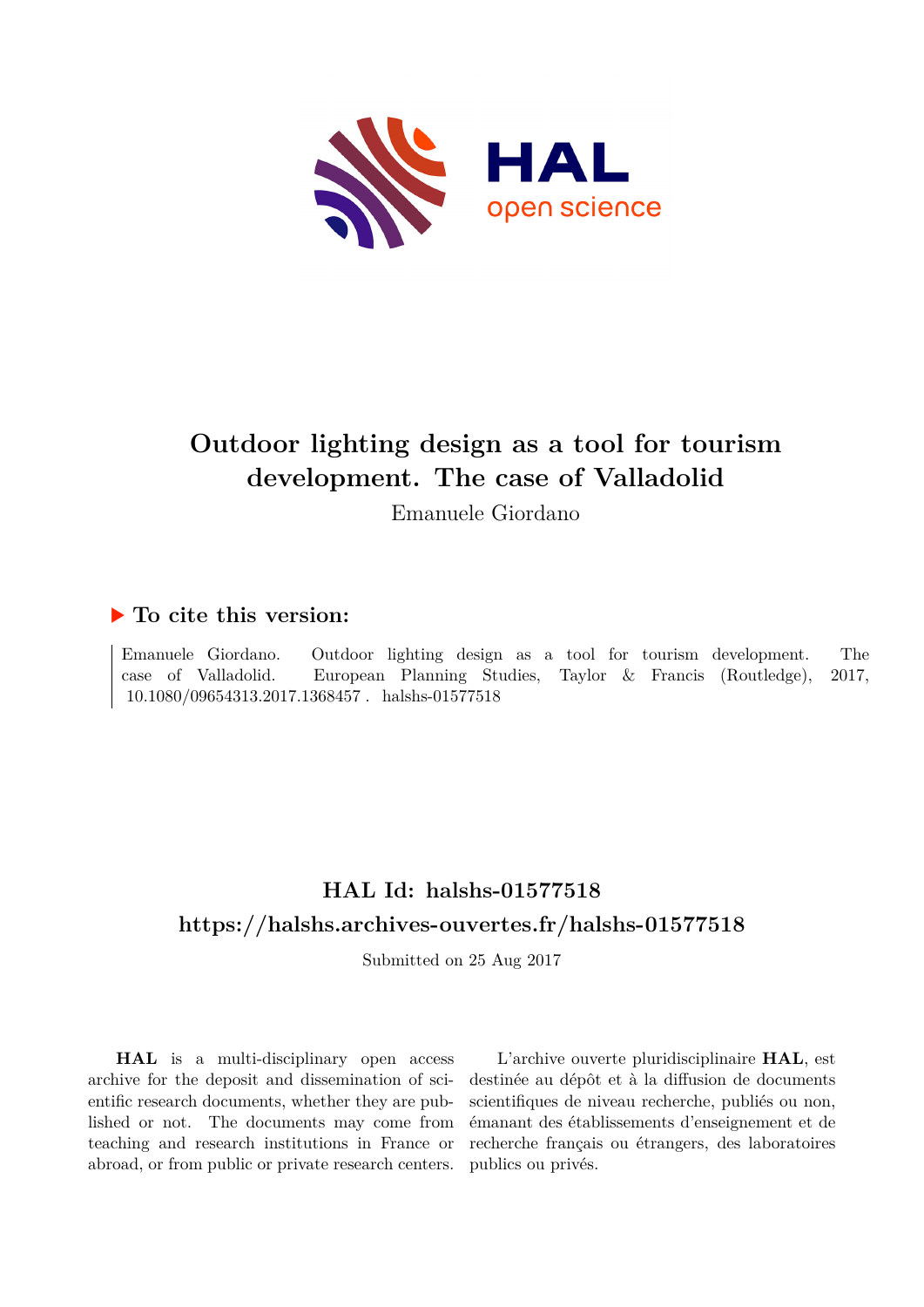# Outdoor lighting design as a tool for tourism development. The case of Valladolid

Emanuele Giordano

## ▶ To cite this version:

Emanuele Giordano. Outdoor lighting design as a tool for tourism development. The case of Valladolid. European Planning Studies, Taylor & Francis (Routledge), 2017, 10.1080/09654313.2017.1368457 . halshs-01577518

## HAL Id: halshs-01577518

## https://halshs.archives-ouvertes.fr/halshs-01577518

Submitted on 25 Aug 2017

**HAL** is a multi-disciplinary open access archive for the deposit and dissemination of scientific research documents, whether they are published or not. The documents may come from teaching and research institutions in France or abroad, or from public or private research centers.

L'archive ouverte pluridisciplinaire **HAL**, est destinée au dépôt et à la diffusion de documents scientifiques de niveau recherche, publiés ou non, émanant des établissements d'enseignement et de recherche français ou étrangers, des laboratoires publics ou privés.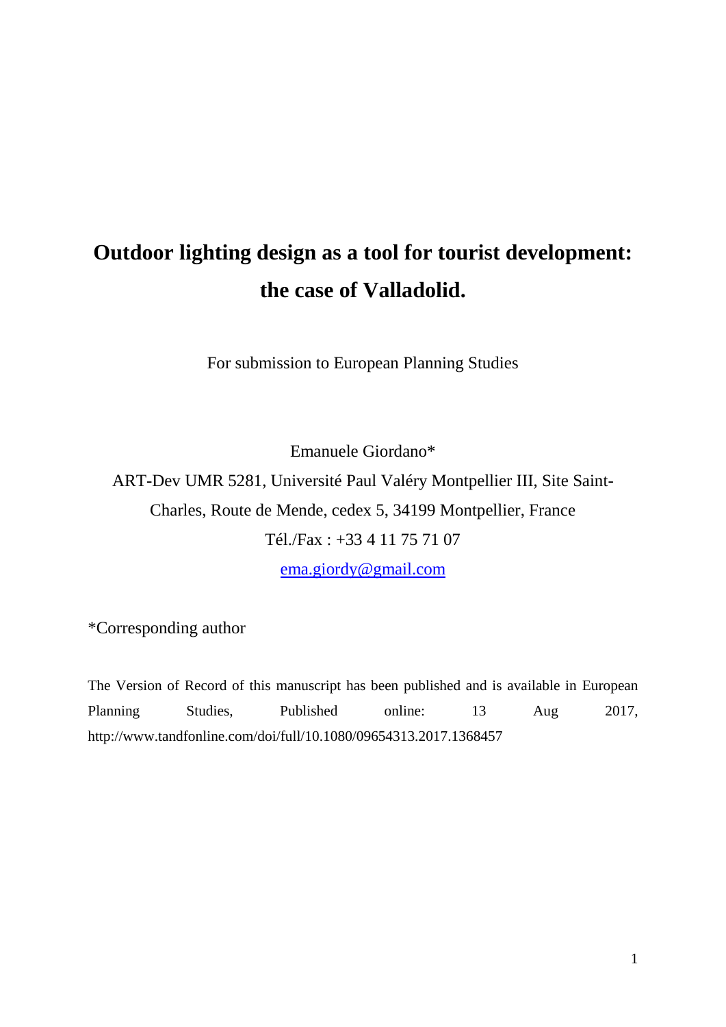# Outdoor lighting design as a tool for tourist development: the case of Valladolid.

For submission to European Planning Studies

Emanuele Giordano*

ART-Dev UMR 5281, Université Paul Valéry Montpellier III, Site Saint-Charles, Route de Mende, cedex 5, 34199 Montpellier, France

Tél./Fax : +33 4 11 75 71 07

ema.giordy@gmail.com

*Corresponding author

The Version of Record of this manuscript has been published and is available in European Planning Studies, Published online: 13 Aug 2017, http://www.tandfonline.com/doi/full/10.1080/09654313.2017.1368457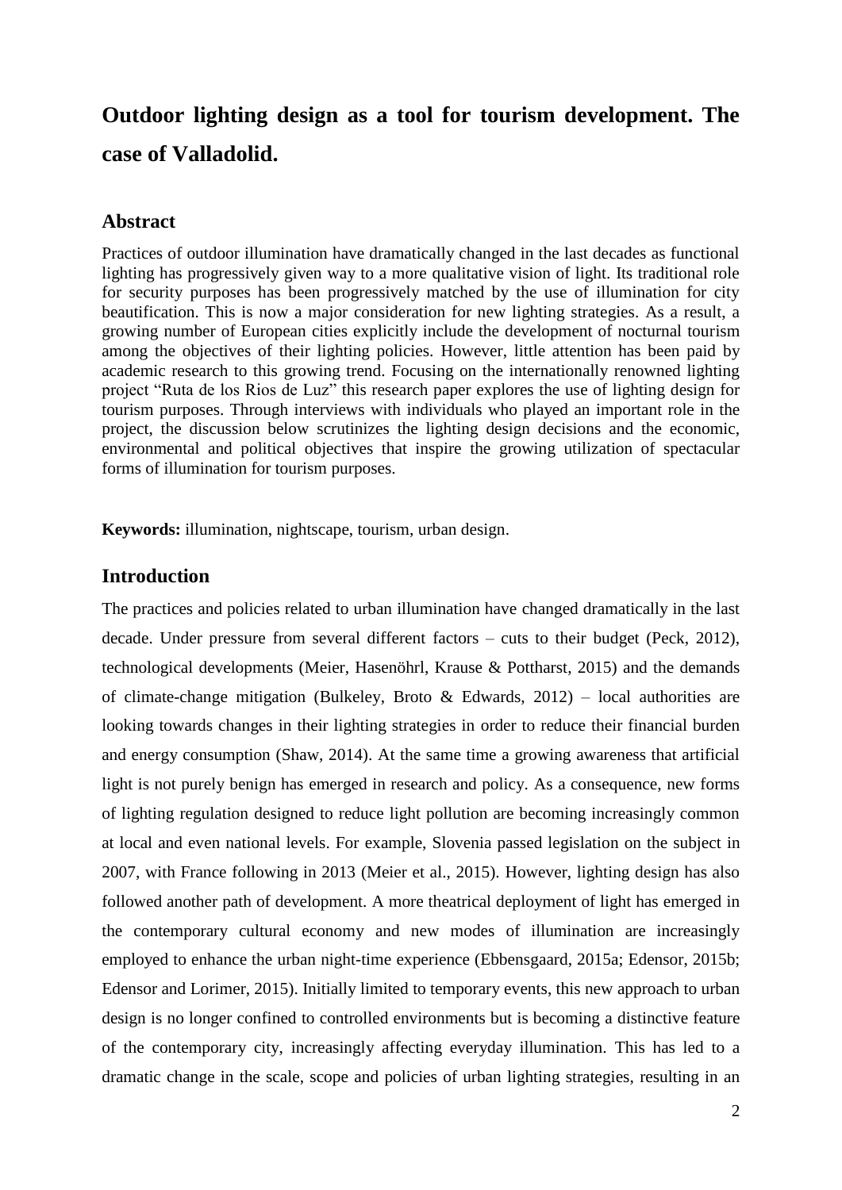# Outdoor lighting design as a tool for tourism development. The case of Valladolid.

## Abstract

Practices of outdoor illumination have dramatically changed in the last decades as functional lighting has progressively given way to a more qualitative vision of light. Its traditional role for security purposes has been progressively matched by the use of illumination for city beautification. This is now a major consideration for new lighting strategies. As a result, a growing number of European cities explicitly include the development of nocturnal tourism among the objectives of their lighting policies. However, little attention has been paid by academic research to this growing trend. Focusing on the internationally renowned lighting project "Ruta de los Rios de Luz" this research paper explores the use of lighting design for tourism purposes. Through interviews with individuals who played an important role in the project, the discussion below scrutinizes the lighting design decisions and the economic, environmental and political objectives that inspire the growing utilization of spectacular forms of illumination for tourism purposes.

**Keywords:** illumination, nightscape, tourism, urban design.

## Introduction

The practices and policies related to urban illumination have changed dramatically in the last decade. Under pressure from several different factors – cuts to their budget (Peck, 2012), technological developments (Meier, Hasenöhrl, Krause & Pottharst, 2015) and the demands of climate-change mitigation (Bulkeley, Broto & Edwards, 2012) – local authorities are looking towards changes in their lighting strategies in order to reduce their financial burden and energy consumption (Shaw, 2014). At the same time a growing awareness that artificial light is not purely benign has emerged in research and policy. As a consequence, new forms of lighting regulation designed to reduce light pollution are becoming increasingly common at local and even national levels. For example, Slovenia passed legislation on the subject in 2007, with France following in 2013 (Meier et al., 2015). However, lighting design has also followed another path of development. A more theatrical deployment of light has emerged in the contemporary cultural economy and new modes of illumination are increasingly employed to enhance the urban night-time experience (Ebbensgaard, 2015a; Edensor, 2015b; Edensor and Lorimer, 2015). Initially limited to temporary events, this new approach to urban design is no longer confined to controlled environments but is becoming a distinctive feature of the contemporary city, increasingly affecting everyday illumination. This has led to a dramatic change in the scale, scope and policies of urban lighting strategies, resulting in an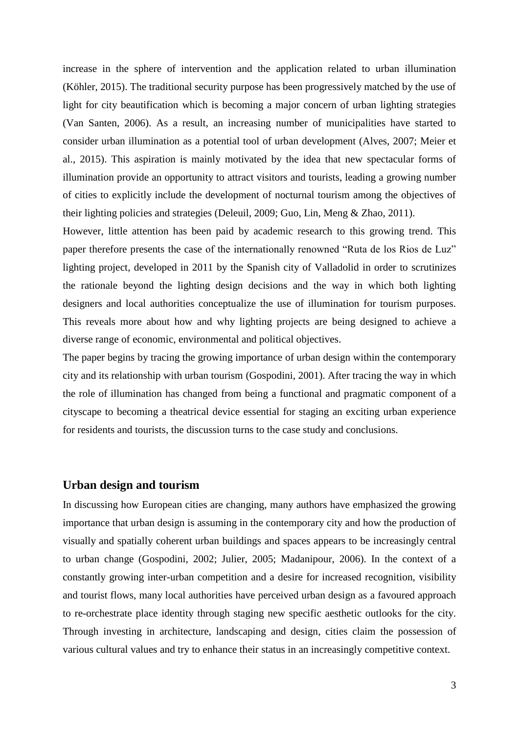increase in the sphere of intervention and the application related to urban illumination (Köhler, 2015). The traditional security purpose has been progressively matched by the use of light for city beautification which is becoming a major concern of urban lighting strategies (Van Santen, 2006). As a result, an increasing number of municipalities have started to consider urban illumination as a potential tool of urban development (Alves, 2007; Meier et al., 2015). This aspiration is mainly motivated by the idea that new spectacular forms of illumination provide an opportunity to attract visitors and tourists, leading a growing number of cities to explicitly include the development of nocturnal tourism among the objectives of their lighting policies and strategies (Deleuil, 2009; Guo, Lin, Meng & Zhao, 2011).

However, little attention has been paid by academic research to this growing trend. This paper therefore presents the case of the internationally renowned "Ruta de los Rios de Luz" lighting project, developed in 2011 by the Spanish city of Valladolid in order to scrutinizes the rationale beyond the lighting design decisions and the way in which both lighting designers and local authorities conceptualize the use of illumination for tourism purposes. This reveals more about how and why lighting projects are being designed to achieve a diverse range of economic, environmental and political objectives.

The paper begins by tracing the growing importance of urban design within the contemporary city and its relationship with urban tourism (Gospodini, 2001). After tracing the way in which the role of illumination has changed from being a functional and pragmatic component of a cityscape to becoming a theatrical device essential for staging an exciting urban experience for residents and tourists, the discussion turns to the case study and conclusions.

## Urban design and tourism

In discussing how European cities are changing, many authors have emphasized the growing importance that urban design is assuming in the contemporary city and how the production of visually and spatially coherent urban buildings and spaces appears to be increasingly central to urban change (Gospodini, 2002; Julier, 2005; Madanipour, 2006). In the context of a constantly growing inter-urban competition and a desire for increased recognition, visibility and tourist flows, many local authorities have perceived urban design as a favoured approach to re-orchestrate place identity through staging new specific aesthetic outlooks for the city. Through investing in architecture, landscaping and design, cities claim the possession of various cultural values and try to enhance their status in an increasingly competitive context.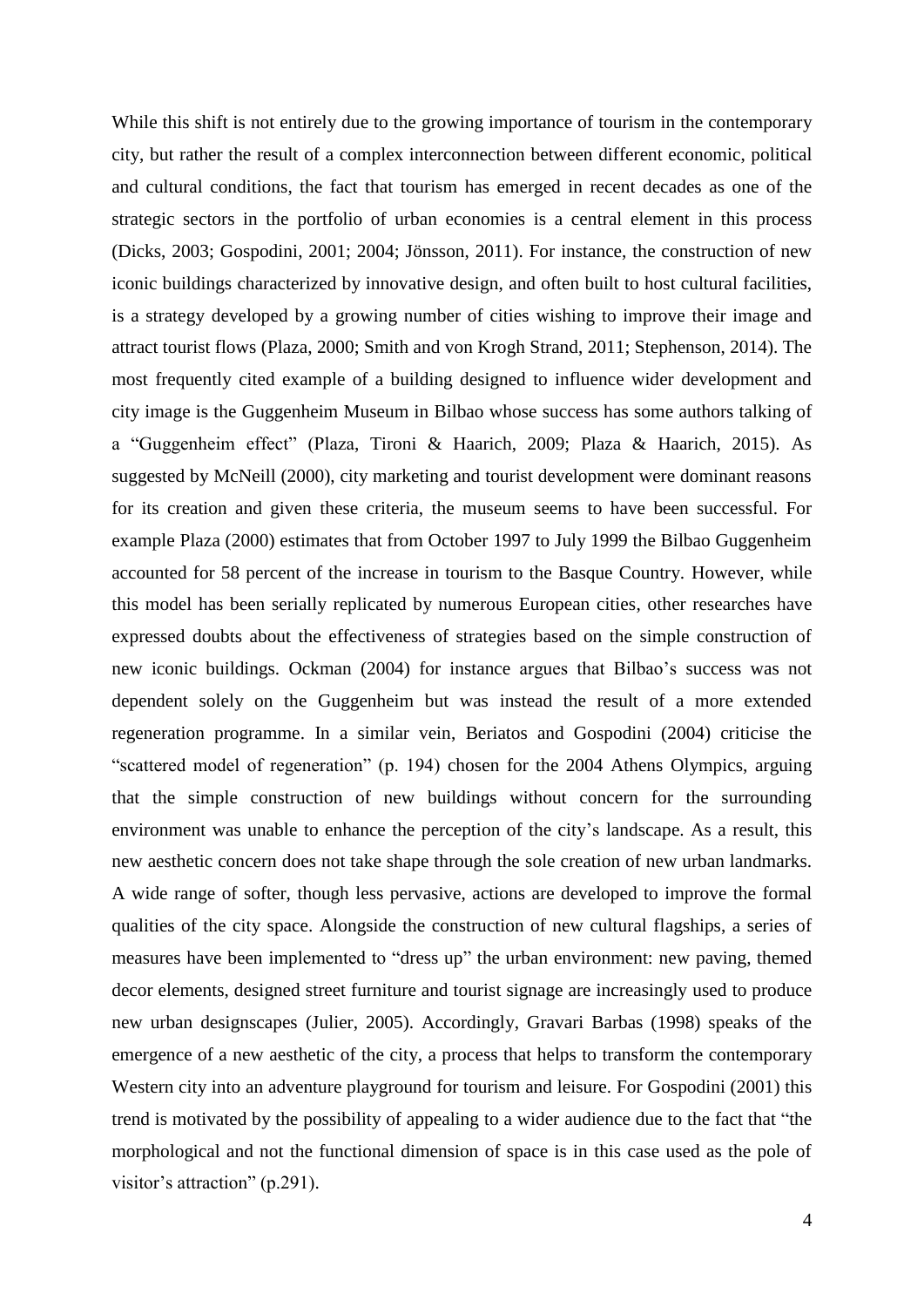While this shift is not entirely due to the growing importance of tourism in the contemporary city, but rather the result of a complex interconnection between different economic, political and cultural conditions, the fact that tourism has emerged in recent decades as one of the strategic sectors in the portfolio of urban economies is a central element in this process (Dicks, 2003; Gospodini, 2001; 2004; Jönsson, 2011). For instance, the construction of new iconic buildings characterized by innovative design, and often built to host cultural facilities, is a strategy developed by a growing number of cities wishing to improve their image and attract tourist flows (Plaza, 2000; Smith and von Krogh Strand, 2011; Stephenson, 2014). The most frequently cited example of a building designed to influence wider development and city image is the Guggenheim Museum in Bilbao whose success has some authors talking of a "Guggenheim effect" (Plaza, Tironi & Haarich, 2009; Plaza & Haarich, 2015). As suggested by McNeill (2000), city marketing and tourist development were dominant reasons for its creation and given these criteria, the museum seems to have been successful. For example Plaza (2000) estimates that from October 1997 to July 1999 the Bilbao Guggenheim accounted for 58 percent of the increase in tourism to the Basque Country. However, while this model has been serially replicated by numerous European cities, other researches have expressed doubts about the effectiveness of strategies based on the simple construction of new iconic buildings. Ockman (2004) for instance argues that Bilbao's success was not dependent solely on the Guggenheim but was instead the result of a more extended regeneration programme. In a similar vein, Beriatos and Gospodini (2004) criticise the "scattered model of regeneration" (p. 194) chosen for the 2004 Athens Olympics, arguing that the simple construction of new buildings without concern for the surrounding environment was unable to enhance the perception of the city's landscape. As a result, this new aesthetic concern does not take shape through the sole creation of new urban landmarks. A wide range of softer, though less pervasive, actions are developed to improve the formal qualities of the city space. Alongside the construction of new cultural flagships, a series of measures have been implemented to "dress up" the urban environment: new paving, themed decor elements, designed street furniture and tourist signage are increasingly used to produce new urban designscapes (Julier, 2005). Accordingly, Gravari Barbas (1998) speaks of the emergence of a new aesthetic of the city, a process that helps to transform the contemporary Western city into an adventure playground for tourism and leisure. For Gospodini (2001) this trend is motivated by the possibility of appealing to a wider audience due to the fact that "the morphological and not the functional dimension of space is in this case used as the pole of visitor's attraction" (p.291).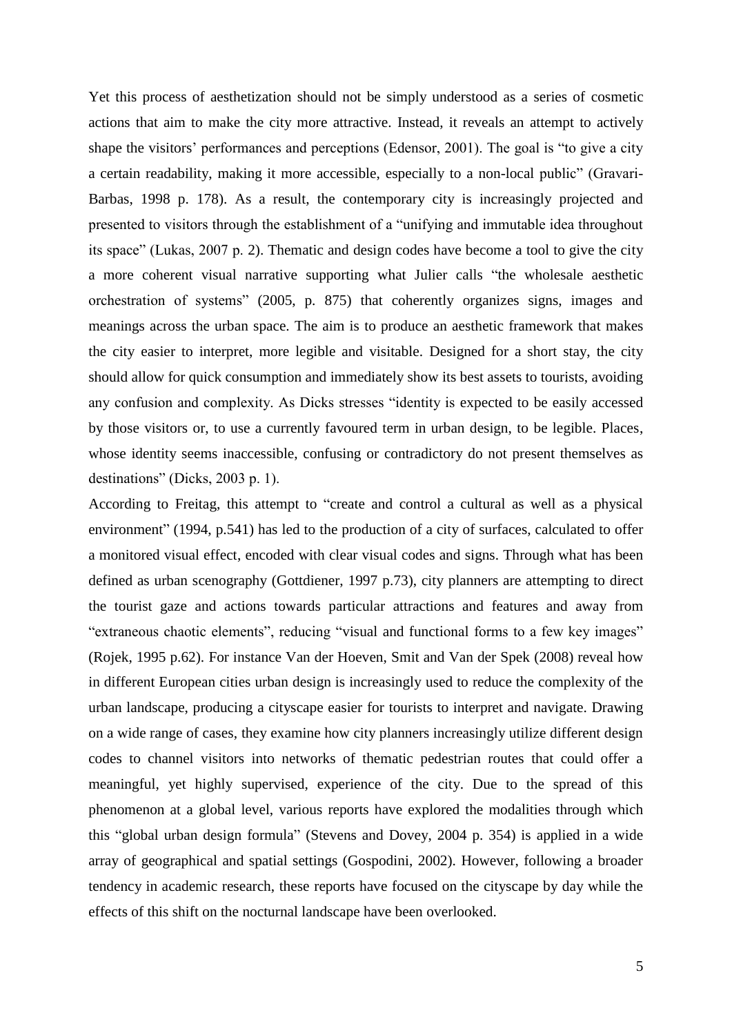Yet this process of aesthetization should not be simply understood as a series of cosmetic actions that aim to make the city more attractive. Instead, it reveals an attempt to actively shape the visitors' performances and perceptions (Edensor, 2001). The goal is "to give a city a certain readability, making it more accessible, especially to a non-local public" (Gravari-Barbas, 1998 p. 178). As a result, the contemporary city is increasingly projected and presented to visitors through the establishment of a "unifying and immutable idea throughout its space" (Lukas, 2007 p. 2). Thematic and design codes have become a tool to give the city a more coherent visual narrative supporting what Julier calls "the wholesale aesthetic orchestration of systems" (2005, p. 875) that coherently organizes signs, images and meanings across the urban space. The aim is to produce an aesthetic framework that makes the city easier to interpret, more legible and visitable. Designed for a short stay, the city should allow for quick consumption and immediately show its best assets to tourists, avoiding any confusion and complexity. As Dicks stresses "identity is expected to be easily accessed by those visitors or, to use a currently favoured term in urban design, to be legible. Places, whose identity seems inaccessible, confusing or contradictory do not present themselves as destinations" (Dicks, 2003 p. 1).

According to Freitag, this attempt to "create and control a cultural as well as a physical environment" (1994, p.541) has led to the production of a city of surfaces, calculated to offer a monitored visual effect, encoded with clear visual codes and signs. Through what has been defined as urban scenography (Gottdiener, 1997 p.73), city planners are attempting to direct the tourist gaze and actions towards particular attractions and features and away from "extraneous chaotic elements", reducing "visual and functional forms to a few key images" (Rojek, 1995 p.62). For instance Van der Hoeven, Smit and Van der Spek (2008) reveal how in different European cities urban design is increasingly used to reduce the complexity of the urban landscape, producing a cityscape easier for tourists to interpret and navigate. Drawing on a wide range of cases, they examine how city planners increasingly utilize different design codes to channel visitors into networks of thematic pedestrian routes that could offer a meaningful, yet highly supervised, experience of the city. Due to the spread of this phenomenon at a global level, various reports have explored the modalities through which this "global urban design formula" (Stevens and Dovey, 2004 p. 354) is applied in a wide array of geographical and spatial settings (Gospodini, 2002). However, following a broader tendency in academic research, these reports have focused on the cityscape by day while the effects of this shift on the nocturnal landscape have been overlooked.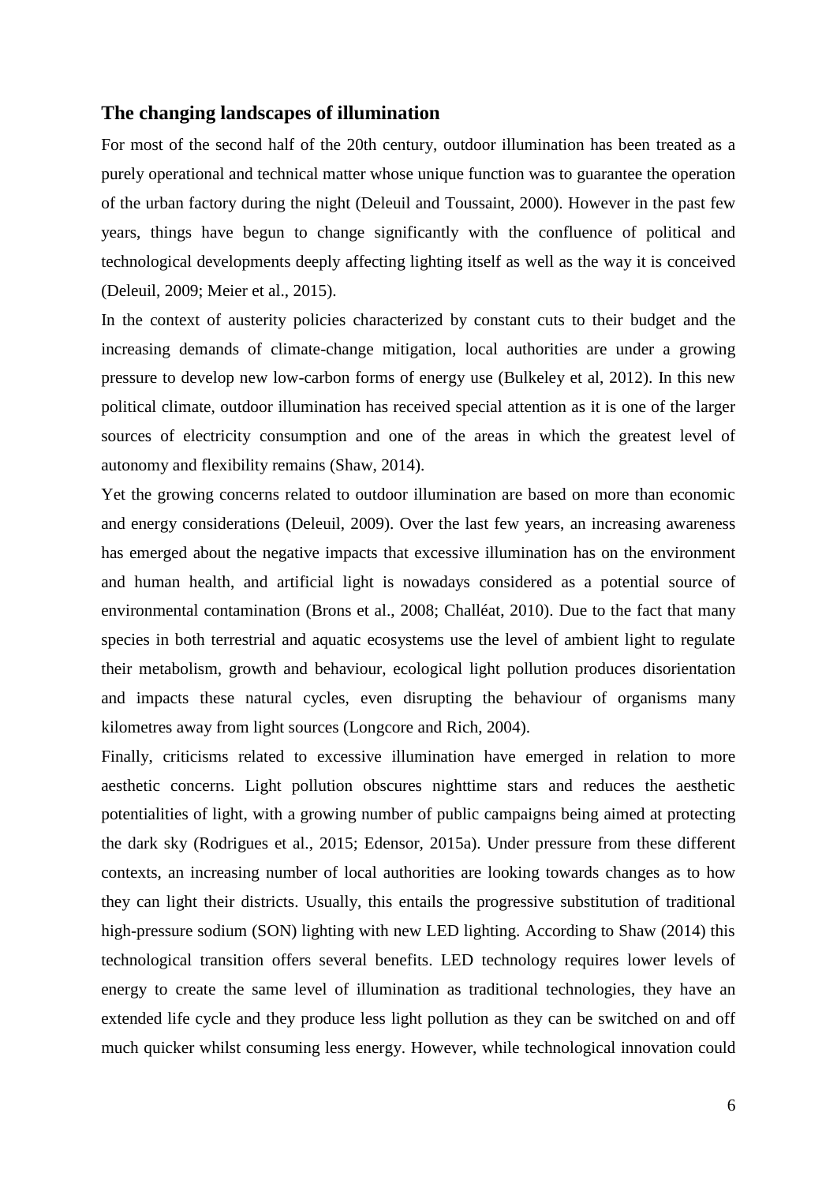## The changing landscapes of illumination

For most of the second half of the 20th century, outdoor illumination has been treated as a purely operational and technical matter whose unique function was to guarantee the operation of the urban factory during the night (Deleuil and Toussaint, 2000). However in the past few years, things have begun to change significantly with the confluence of political and technological developments deeply affecting lighting itself as well as the way it is conceived (Deleuil, 2009; Meier et al., 2015).

In the context of austerity policies characterized by constant cuts to their budget and the increasing demands of climate-change mitigation, local authorities are under a growing pressure to develop new low-carbon forms of energy use (Bulkeley et al, 2012). In this new political climate, outdoor illumination has received special attention as it is one of the larger sources of electricity consumption and one of the areas in which the greatest level of autonomy and flexibility remains (Shaw, 2014).

Yet the growing concerns related to outdoor illumination are based on more than economic and energy considerations (Deleuil, 2009). Over the last few years, an increasing awareness has emerged about the negative impacts that excessive illumination has on the environment and human health, and artificial light is nowadays considered as a potential source of environmental contamination (Brons et al., 2008; Challéat, 2010). Due to the fact that many species in both terrestrial and aquatic ecosystems use the level of ambient light to regulate their metabolism, growth and behaviour, ecological light pollution produces disorientation and impacts these natural cycles, even disrupting the behaviour of organisms many kilometres away from light sources (Longcore and Rich, 2004).

Finally, criticisms related to excessive illumination have emerged in relation to more aesthetic concerns. Light pollution obscures nighttime stars and reduces the aesthetic potentialities of light, with a growing number of public campaigns being aimed at protecting the dark sky (Rodrigues et al., 2015; Edensor, 2015a). Under pressure from these different contexts, an increasing number of local authorities are looking towards changes as to how they can light their districts. Usually, this entails the progressive substitution of traditional high-pressure sodium (SON) lighting with new LED lighting. According to Shaw (2014) this technological transition offers several benefits. LED technology requires lower levels of energy to create the same level of illumination as traditional technologies, they have an extended life cycle and they produce less light pollution as they can be switched on and off much quicker whilst consuming less energy. However, while technological innovation could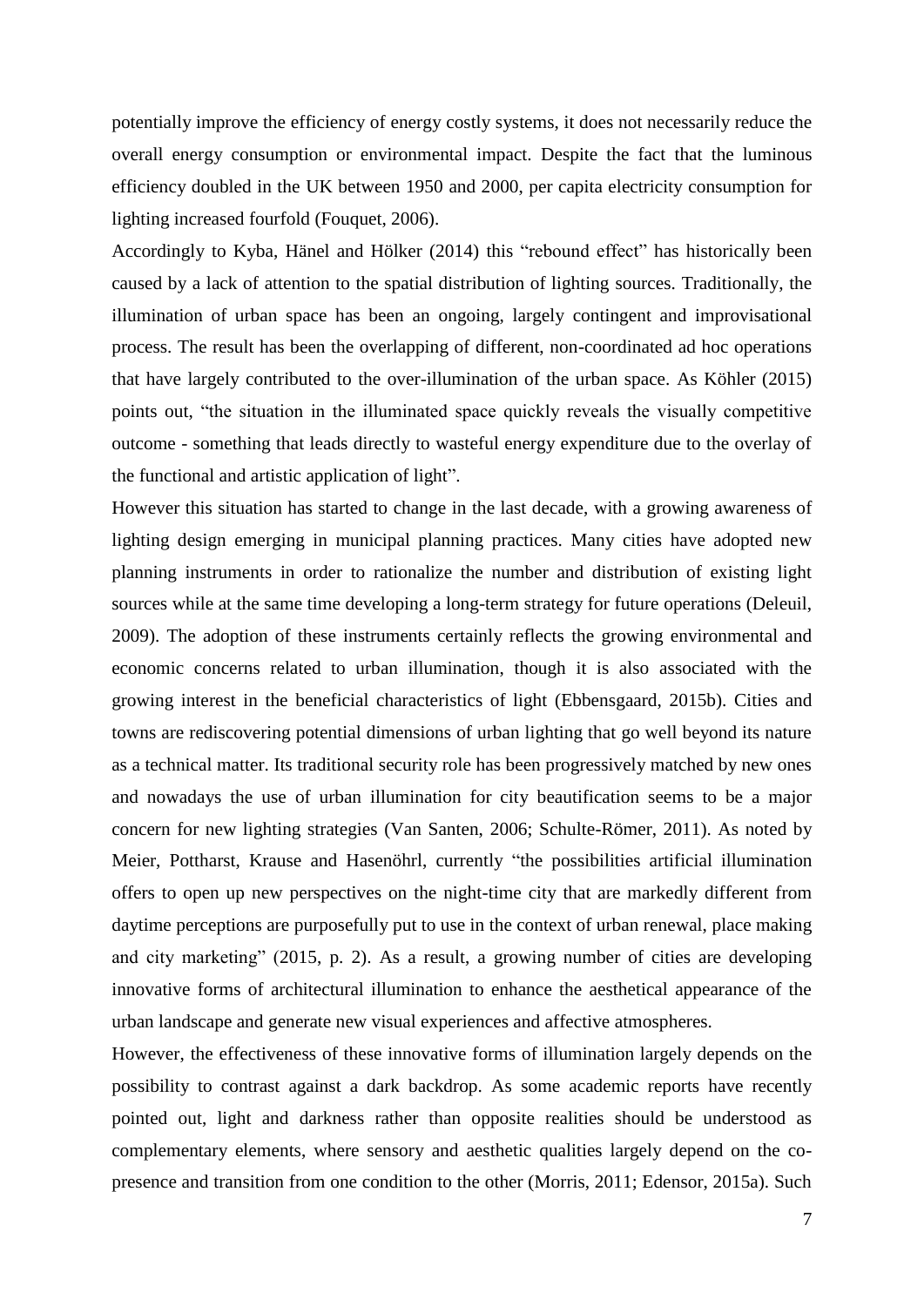potentially improve the efficiency of energy costly systems, it does not necessarily reduce the overall energy consumption or environmental impact. Despite the fact that the luminous efficiency doubled in the UK between 1950 and 2000, per capita electricity consumption for lighting increased fourfold (Fouquet, 2006).

Accordingly to Kyba, Hänel and Hölker (2014) this "rebound effect" has historically been caused by a lack of attention to the spatial distribution of lighting sources. Traditionally, the illumination of urban space has been an ongoing, largely contingent and improvisational process. The result has been the overlapping of different, non-coordinated ad hoc operations that have largely contributed to the over-illumination of the urban space. As Köhler (2015) points out, "the situation in the illuminated space quickly reveals the visually competitive outcome - something that leads directly to wasteful energy expenditure due to the overlay of the functional and artistic application of light".

However this situation has started to change in the last decade, with a growing awareness of lighting design emerging in municipal planning practices. Many cities have adopted new planning instruments in order to rationalize the number and distribution of existing light sources while at the same time developing a long-term strategy for future operations (Deleuil, 2009). The adoption of these instruments certainly reflects the growing environmental and economic concerns related to urban illumination, though it is also associated with the growing interest in the beneficial characteristics of light (Ebbensgaard, 2015b). Cities and towns are rediscovering potential dimensions of urban lighting that go well beyond its nature as a technical matter. Its traditional security role has been progressively matched by new ones and nowadays the use of urban illumination for city beautification seems to be a major concern for new lighting strategies (Van Santen, 2006; Schulte-Römer, 2011). As noted by Meier, Pottharst, Krause and Hasenöhrl, currently "the possibilities artificial illumination offers to open up new perspectives on the night-time city that are markedly different from daytime perceptions are purposefully put to use in the context of urban renewal, place making and city marketing" (2015, p. 2). As a result, a growing number of cities are developing innovative forms of architectural illumination to enhance the aesthetical appearance of the urban landscape and generate new visual experiences and affective atmospheres.

However, the effectiveness of these innovative forms of illumination largely depends on the possibility to contrast against a dark backdrop. As some academic reports have recently pointed out, light and darkness rather than opposite realities should be understood as complementary elements, where sensory and aesthetic qualities largely depend on the co-presence and transition from one condition to the other (Morris, 2011; Edensor, 2015a). Such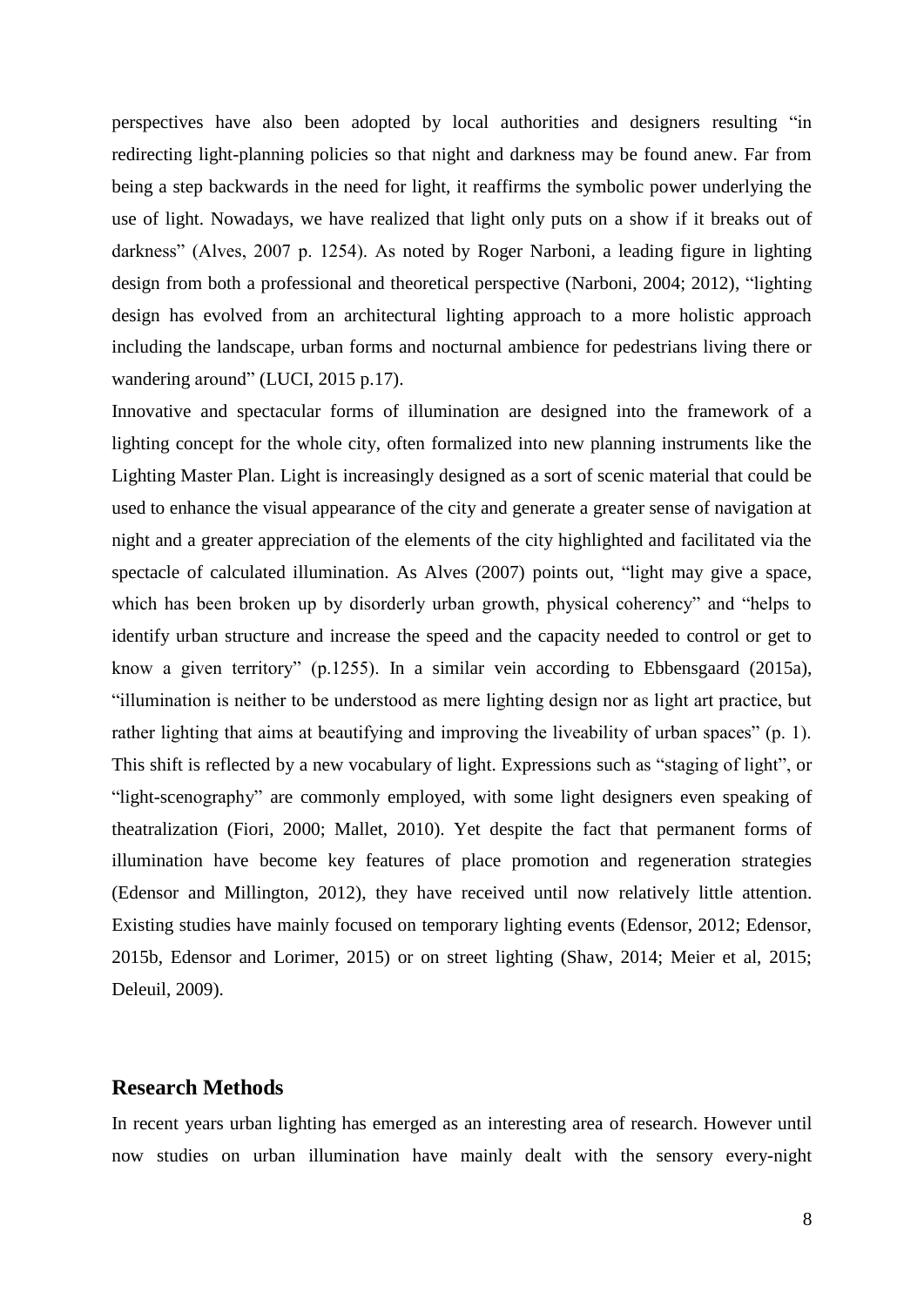perspectives have also been adopted by local authorities and designers resulting "in redirecting light-planning policies so that night and darkness may be found anew. Far from being a step backwards in the need for light, it reaffirms the symbolic power underlying the use of light. Nowadays, we have realized that light only puts on a show if it breaks out of darkness" (Alves, 2007 p. 1254). As noted by Roger Narboni, a leading figure in lighting design from both a professional and theoretical perspective (Narboni, 2004; 2012), "lighting design has evolved from an architectural lighting approach to a more holistic approach including the landscape, urban forms and nocturnal ambience for pedestrians living there or wandering around" (LUCI, 2015 p.17).

Innovative and spectacular forms of illumination are designed into the framework of a lighting concept for the whole city, often formalized into new planning instruments like the Lighting Master Plan. Light is increasingly designed as a sort of scenic material that could be used to enhance the visual appearance of the city and generate a greater sense of navigation at night and a greater appreciation of the elements of the city highlighted and facilitated via the spectacle of calculated illumination. As Alves (2007) points out, "light may give a space, which has been broken up by disorderly urban growth, physical coherency" and "helps to identify urban structure and increase the speed and the capacity needed to control or get to know a given territory" (p.1255). In a similar vein according to Ebbensgaard (2015a), "illumination is neither to be understood as mere lighting design nor as light art practice, but rather lighting that aims at beautifying and improving the liveability of urban spaces" (p. 1). This shift is reflected by a new vocabulary of light. Expressions such as "staging of light", or "light-scenography" are commonly employed, with some light designers even speaking of theatralization (Fiori, 2000; Mallet, 2010). Yet despite the fact that permanent forms of illumination have become key features of place promotion and regeneration strategies (Edensor and Millington, 2012), they have received until now relatively little attention. Existing studies have mainly focused on temporary lighting events (Edensor, 2012; Edensor, 2015b, Edensor and Lorimer, 2015) or on street lighting (Shaw, 2014; Meier et al, 2015; Deleuil, 2009).

## Research Methods

In recent years urban lighting has emerged as an interesting area of research. However until now studies on urban illumination have mainly dealt with the sensory every-night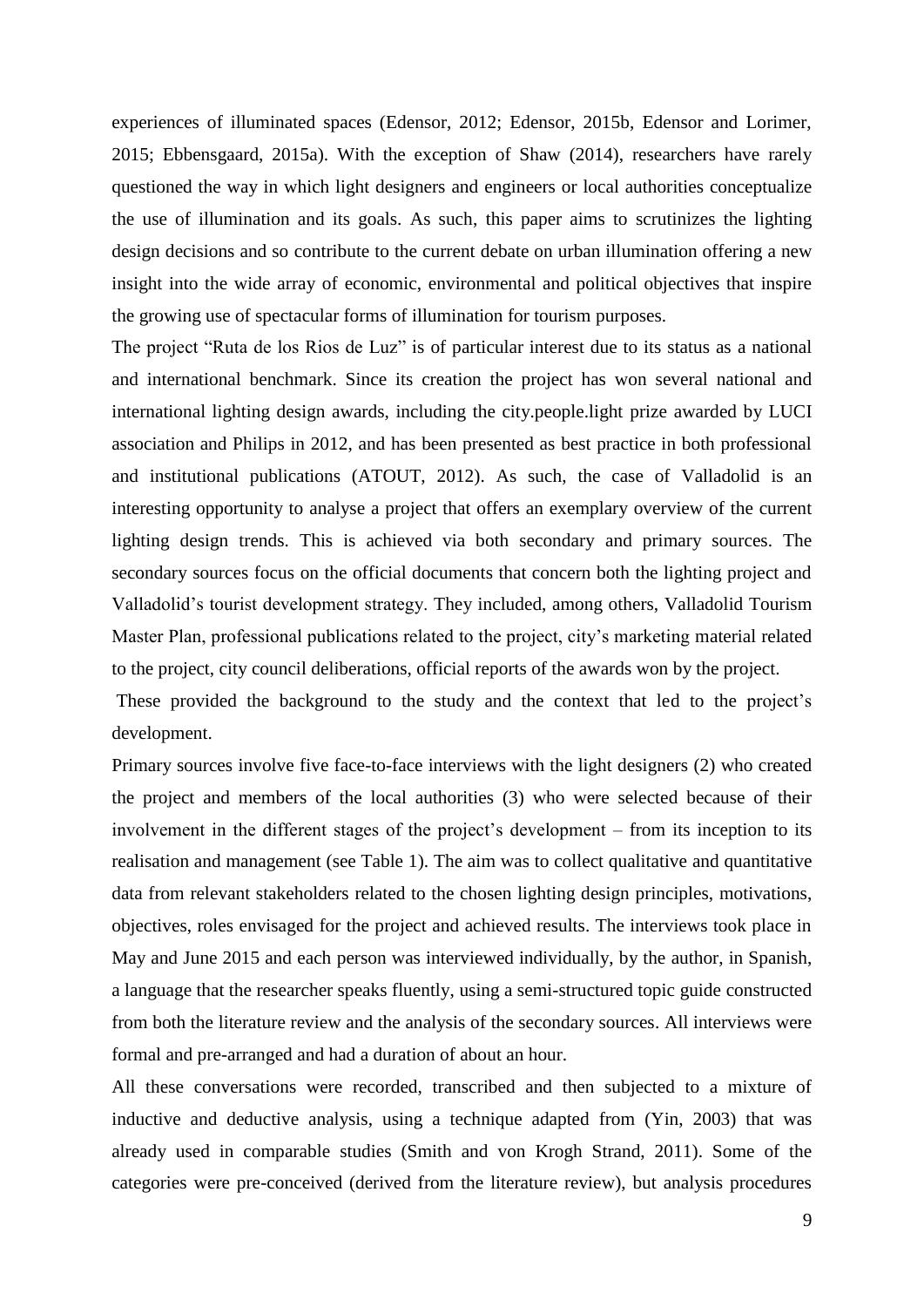experiences of illuminated spaces (Edensor, 2012; Edensor, 2015b, Edensor and Lorimer, 2015; Ebbensgaard, 2015a). With the exception of Shaw (2014), researchers have rarely questioned the way in which light designers and engineers or local authorities conceptualize the use of illumination and its goals. As such, this paper aims to scrutinizes the lighting design decisions and so contribute to the current debate on urban illumination offering a new insight into the wide array of economic, environmental and political objectives that inspire the growing use of spectacular forms of illumination for tourism purposes.

The project "Ruta de los Rios de Luz" is of particular interest due to its status as a national and international benchmark. Since its creation the project has won several national and international lighting design awards, including the city.people.light prize awarded by LUCI association and Philips in 2012, and has been presented as best practice in both professional and institutional publications (ATOUT, 2012). As such, the case of Valladolid is an interesting opportunity to analyse a project that offers an exemplary overview of the current lighting design trends. This is achieved via both secondary and primary sources. The secondary sources focus on the official documents that concern both the lighting project and Valladolid's tourist development strategy. They included, among others, Valladolid Tourism Master Plan, professional publications related to the project, city's marketing material related to the project, city council deliberations, official reports of the awards won by the project.

These provided the background to the study and the context that led to the project's development.

Primary sources involve five face-to-face interviews with the light designers (2) who created the project and members of the local authorities (3) who were selected because of their involvement in the different stages of the project's development – from its inception to its realisation and management (see Table 1). The aim was to collect qualitative and quantitative data from relevant stakeholders related to the chosen lighting design principles, motivations, objectives, roles envisaged for the project and achieved results. The interviews took place in May and June 2015 and each person was interviewed individually, by the author, in Spanish, a language that the researcher speaks fluently, using a semi-structured topic guide constructed from both the literature review and the analysis of the secondary sources. All interviews were formal and pre-arranged and had a duration of about an hour.

All these conversations were recorded, transcribed and then subjected to a mixture of inductive and deductive analysis, using a technique adapted from (Yin, 2003) that was already used in comparable studies (Smith and von Krogh Strand, 2011). Some of the categories were pre-conceived (derived from the literature review), but analysis procedures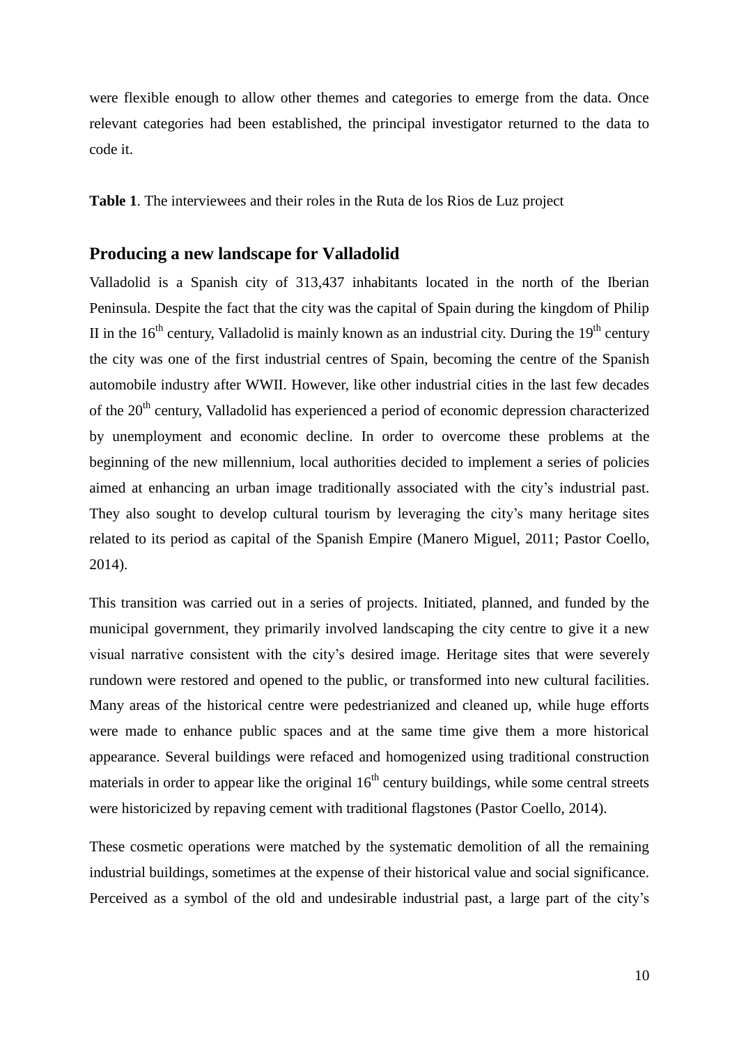were flexible enough to allow other themes and categories to emerge from the data. Once relevant categories had been established, the principal investigator returned to the data to code it.

**Table 1**. The interviewees and their roles in the Ruta de los Rios de Luz project

## Producing a new landscape for Valladolid

Valladolid is a Spanish city of 313,437 inhabitants located in the north of the Iberian Peninsula. Despite the fact that the city was the capital of Spain during the kingdom of Philip II in the 16th century, Valladolid is mainly known as an industrial city. During the 19th century the city was one of the first industrial centres of Spain, becoming the centre of the Spanish automobile industry after WWII. However, like other industrial cities in the last few decades of the 20th century, Valladolid has experienced a period of economic depression characterized by unemployment and economic decline. In order to overcome these problems at the beginning of the new millennium, local authorities decided to implement a series of policies aimed at enhancing an urban image traditionally associated with the city's industrial past. They also sought to develop cultural tourism by leveraging the city's many heritage sites related to its period as capital of the Spanish Empire (Manero Miguel, 2011; Pastor Coello, 2014).

This transition was carried out in a series of projects. Initiated, planned, and funded by the municipal government, they primarily involved landscaping the city centre to give it a new visual narrative consistent with the city's desired image. Heritage sites that were severely rundown were restored and opened to the public, or transformed into new cultural facilities. Many areas of the historical centre were pedestrianized and cleaned up, while huge efforts were made to enhance public spaces and at the same time give them a more historical appearance. Several buildings were refaced and homogenized using traditional construction materials in order to appear like the original 16th century buildings, while some central streets were historicized by repaving cement with traditional flagstones (Pastor Coello, 2014).

These cosmetic operations were matched by the systematic demolition of all the remaining industrial buildings, sometimes at the expense of their historical value and social significance. Perceived as a symbol of the old and undesirable industrial past, a large part of the city's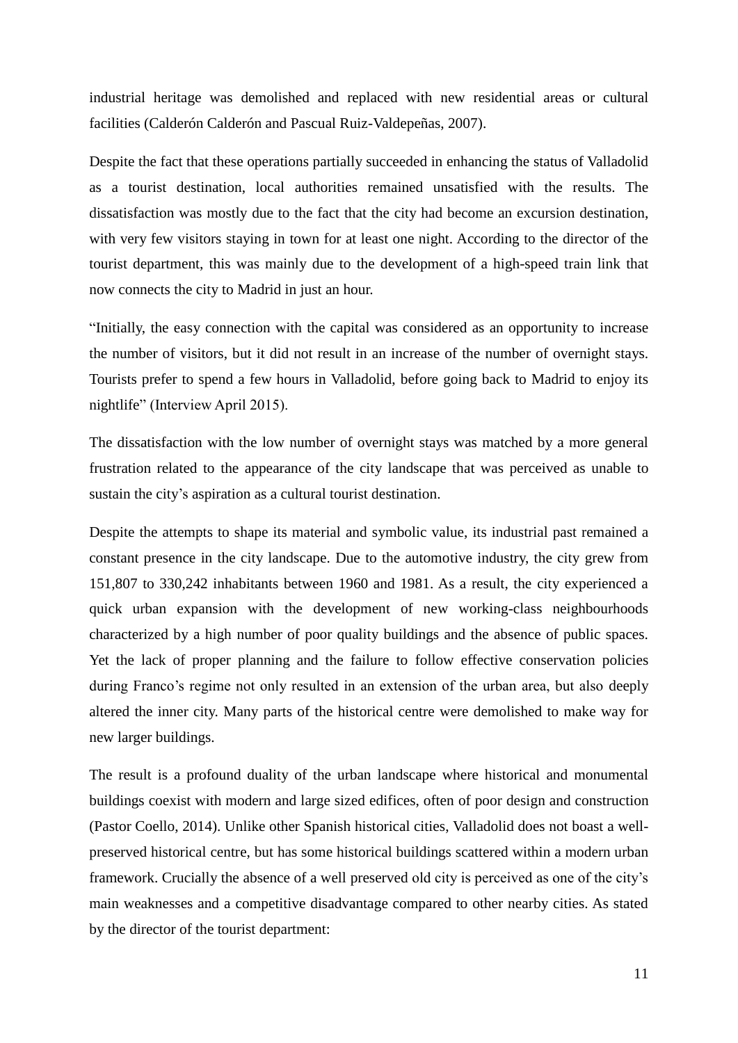industrial heritage was demolished and replaced with new residential areas or cultural facilities (Calderón Calderón and Pascual Ruiz-Valdepeñas, 2007).

Despite the fact that these operations partially succeeded in enhancing the status of Valladolid as a tourist destination, local authorities remained unsatisfied with the results. The dissatisfaction was mostly due to the fact that the city had become an excursion destination, with very few visitors staying in town for at least one night. According to the director of the tourist department, this was mainly due to the development of a high-speed train link that now connects the city to Madrid in just an hour.

"Initially, the easy connection with the capital was considered as an opportunity to increase the number of visitors, but it did not result in an increase of the number of overnight stays. Tourists prefer to spend a few hours in Valladolid, before going back to Madrid to enjoy its nightlife" (Interview April 2015).

The dissatisfaction with the low number of overnight stays was matched by a more general frustration related to the appearance of the city landscape that was perceived as unable to sustain the city's aspiration as a cultural tourist destination.

Despite the attempts to shape its material and symbolic value, its industrial past remained a constant presence in the city landscape. Due to the automotive industry, the city grew from 151,807 to 330,242 inhabitants between 1960 and 1981. As a result, the city experienced a quick urban expansion with the development of new working-class neighbourhoods characterized by a high number of poor quality buildings and the absence of public spaces. Yet the lack of proper planning and the failure to follow effective conservation policies during Franco's regime not only resulted in an extension of the urban area, but also deeply altered the inner city. Many parts of the historical centre were demolished to make way for new larger buildings.

The result is a profound duality of the urban landscape where historical and monumental buildings coexist with modern and large sized edifices, often of poor design and construction (Pastor Coello, 2014). Unlike other Spanish historical cities, Valladolid does not boast a well-preserved historical centre, but has some historical buildings scattered within a modern urban framework. Crucially the absence of a well preserved old city is perceived as one of the city's main weaknesses and a competitive disadvantage compared to other nearby cities. As stated by the director of the tourist department: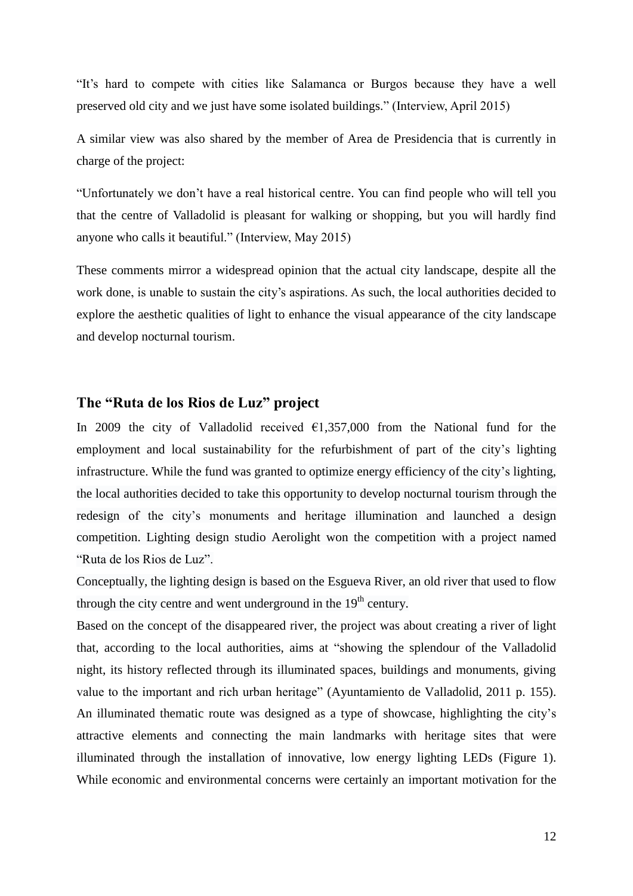"It's hard to compete with cities like Salamanca or Burgos because they have a well preserved old city and we just have some isolated buildings." (Interview, April 2015)

A similar view was also shared by the member of Area de Presidencia that is currently in charge of the project:

"Unfortunately we don't have a real historical centre. You can find people who will tell you that the centre of Valladolid is pleasant for walking or shopping, but you will hardly find anyone who calls it beautiful." (Interview, May 2015)

These comments mirror a widespread opinion that the actual city landscape, despite all the work done, is unable to sustain the city's aspirations. As such, the local authorities decided to explore the aesthetic qualities of light to enhance the visual appearance of the city landscape and develop nocturnal tourism.

## The "Ruta de los Rios de Luz" project

In 2009 the city of Valladolid received €1,357,000 from the National fund for the employment and local sustainability for the refurbishment of part of the city's lighting infrastructure. While the fund was granted to optimize energy efficiency of the city's lighting, the local authorities decided to take this opportunity to develop nocturnal tourism through the redesign of the city's monuments and heritage illumination and launched a design competition. Lighting design studio Aerolight won the competition with a project named "Ruta de los Rios de Luz".

Conceptually, the lighting design is based on the Esgueva River, an old river that used to flow through the city centre and went underground in the 19th century.

Based on the concept of the disappeared river, the project was about creating a river of light that, according to the local authorities, aims at "showing the splendour of the Valladolid night, its history reflected through its illuminated spaces, buildings and monuments, giving value to the important and rich urban heritage" (Ayuntamiento de Valladolid, 2011 p. 155). An illuminated thematic route was designed as a type of showcase, highlighting the city's attractive elements and connecting the main landmarks with heritage sites that were illuminated through the installation of innovative, low energy lighting LEDs (Figure 1). While economic and environmental concerns were certainly an important motivation for the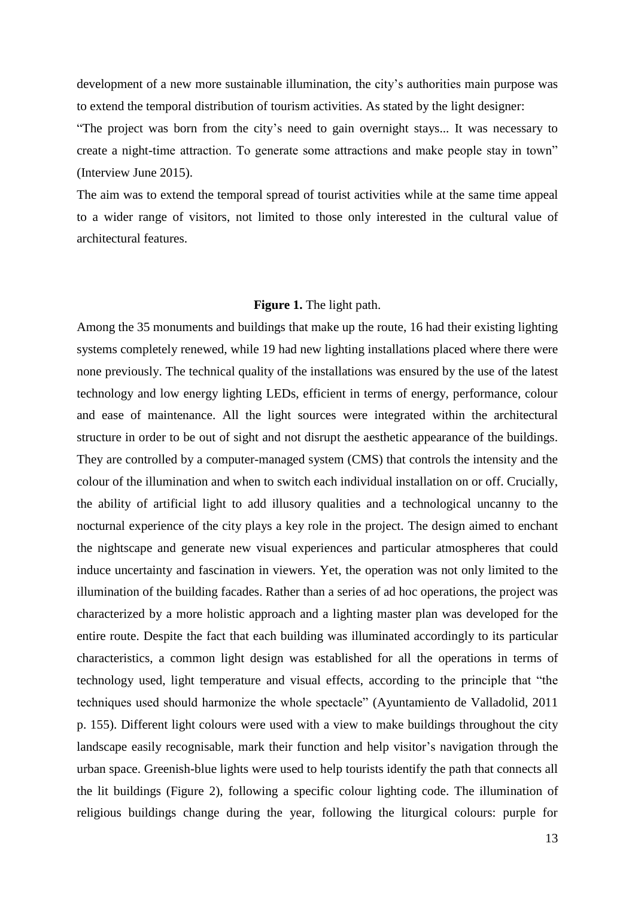development of a new more sustainable illumination, the city's authorities main purpose was to extend the temporal distribution of tourism activities. As stated by the light designer:

"The project was born from the city's need to gain overnight stays... It was necessary to create a night-time attraction. To generate some attractions and make people stay in town" (Interview June 2015).

The aim was to extend the temporal spread of tourist activities while at the same time appeal to a wider range of visitors, not limited to those only interested in the cultural value of architectural features.

**Figure 1.** The light path.

Among the 35 monuments and buildings that make up the route, 16 had their existing lighting systems completely renewed, while 19 had new lighting installations placed where there were none previously. The technical quality of the installations was ensured by the use of the latest technology and low energy lighting LEDs, efficient in terms of energy, performance, colour and ease of maintenance. All the light sources were integrated within the architectural structure in order to be out of sight and not disrupt the aesthetic appearance of the buildings. They are controlled by a computer-managed system (CMS) that controls the intensity and the colour of the illumination and when to switch each individual installation on or off. Crucially, the ability of artificial light to add illusory qualities and a technological uncanny to the nocturnal experience of the city plays a key role in the project. The design aimed to enchant the nightscape and generate new visual experiences and particular atmospheres that could induce uncertainty and fascination in viewers. Yet, the operation was not only limited to the illumination of the building facades. Rather than a series of ad hoc operations, the project was characterized by a more holistic approach and a lighting master plan was developed for the entire route. Despite the fact that each building was illuminated accordingly to its particular characteristics, a common light design was established for all the operations in terms of technology used, light temperature and visual effects, according to the principle that "the techniques used should harmonize the whole spectacle" (Ayuntamiento de Valladolid, 2011 p. 155). Different light colours were used with a view to make buildings throughout the city landscape easily recognisable, mark their function and help visitor's navigation through the urban space. Greenish-blue lights were used to help tourists identify the path that connects all the lit buildings (Figure 2), following a specific colour lighting code. The illumination of religious buildings change during the year, following the liturgical colours: purple for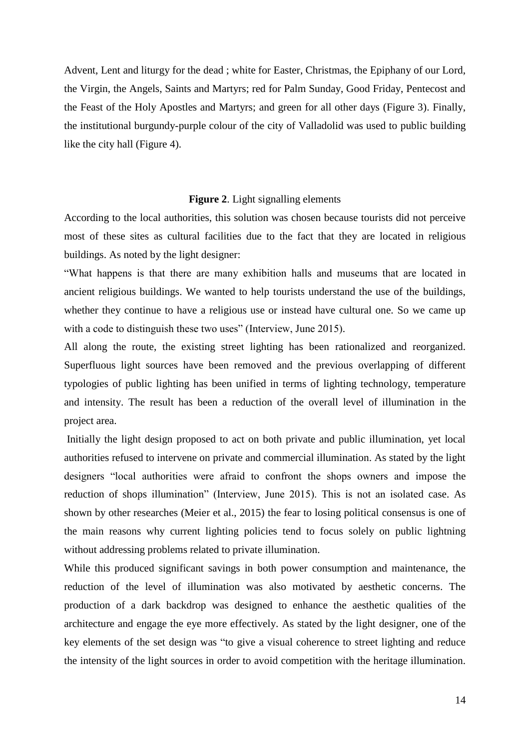Advent, Lent and liturgy for the dead ; white for Easter, Christmas, the Epiphany of our Lord, the Virgin, the Angels, Saints and Martyrs; red for Palm Sunday, Good Friday, Pentecost and the Feast of the Holy Apostles and Martyrs; and green for all other days (Figure 3). Finally, the institutional burgundy-purple colour of the city of Valladolid was used to public building like the city hall (Figure 4).

**Figure 2**. Light signalling elements

According to the local authorities, this solution was chosen because tourists did not perceive most of these sites as cultural facilities due to the fact that they are located in religious buildings. As noted by the light designer:

"What happens is that there are many exhibition halls and museums that are located in ancient religious buildings. We wanted to help tourists understand the use of the buildings, whether they continue to have a religious use or instead have cultural one. So we came up with a code to distinguish these two uses" (Interview, June 2015).

All along the route, the existing street lighting has been rationalized and reorganized. Superfluous light sources have been removed and the previous overlapping of different typologies of public lighting has been unified in terms of lighting technology, temperature and intensity. The result has been a reduction of the overall level of illumination in the project area.

Initially the light design proposed to act on both private and public illumination, yet local authorities refused to intervene on private and commercial illumination. As stated by the light designers "local authorities were afraid to confront the shops owners and impose the reduction of shops illumination" (Interview, June 2015). This is not an isolated case. As shown by other researches (Meier et al., 2015) the fear to losing political consensus is one of the main reasons why current lighting policies tend to focus solely on public lightning without addressing problems related to private illumination.

While this produced significant savings in both power consumption and maintenance, the reduction of the level of illumination was also motivated by aesthetic concerns. The production of a dark backdrop was designed to enhance the aesthetic qualities of the architecture and engage the eye more effectively. As stated by the light designer, one of the key elements of the set design was "to give a visual coherence to street lighting and reduce the intensity of the light sources in order to avoid competition with the heritage illumination.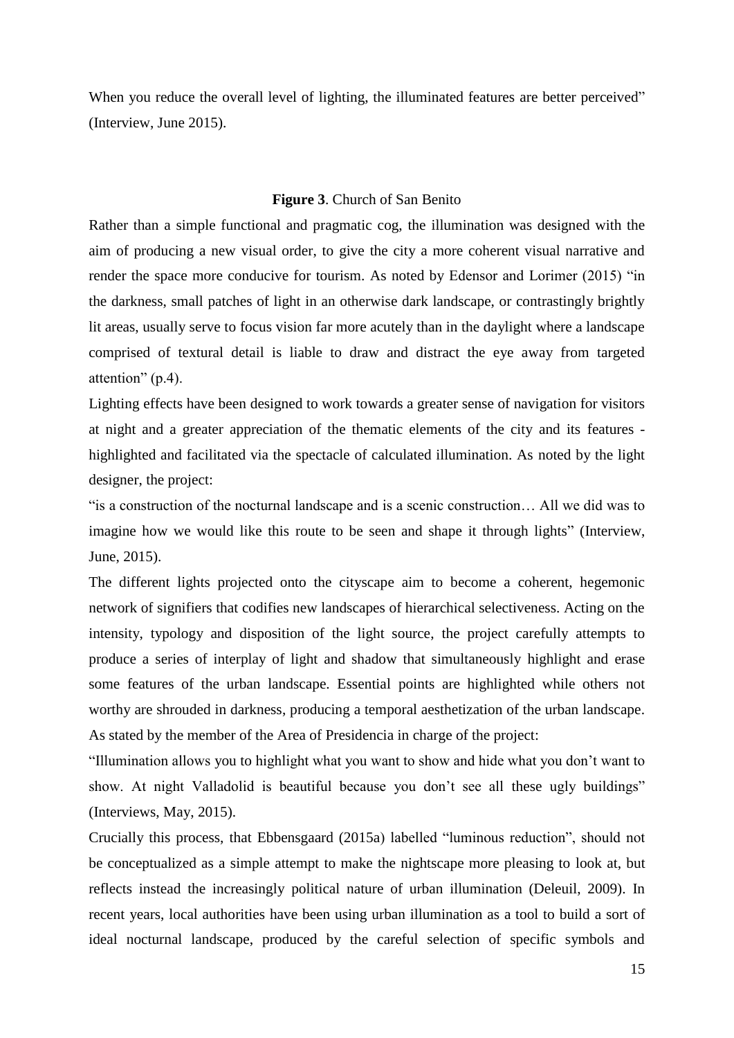When you reduce the overall level of lighting, the illuminated features are better perceived" (Interview, June 2015).

**Figure 3**. Church of San Benito

Rather than a simple functional and pragmatic cog, the illumination was designed with the aim of producing a new visual order, to give the city a more coherent visual narrative and render the space more conducive for tourism. As noted by Edensor and Lorimer (2015) "in the darkness, small patches of light in an otherwise dark landscape, or contrastingly brightly lit areas, usually serve to focus vision far more acutely than in the daylight where a landscape comprised of textural detail is liable to draw and distract the eye away from targeted attention" (p.4).

Lighting effects have been designed to work towards a greater sense of navigation for visitors at night and a greater appreciation of the thematic elements of the city and its features - highlighted and facilitated via the spectacle of calculated illumination. As noted by the light designer, the project:

"is a construction of the nocturnal landscape and is a scenic construction… All we did was to imagine how we would like this route to be seen and shape it through lights" (Interview, June, 2015).

The different lights projected onto the cityscape aim to become a coherent, hegemonic network of signifiers that codifies new landscapes of hierarchical selectiveness. Acting on the intensity, typology and disposition of the light source, the project carefully attempts to produce a series of interplay of light and shadow that simultaneously highlight and erase some features of the urban landscape. Essential points are highlighted while others not worthy are shrouded in darkness, producing a temporal aesthetization of the urban landscape. As stated by the member of the Area of Presidencia in charge of the project:

"Illumination allows you to highlight what you want to show and hide what you don't want to show. At night Valladolid is beautiful because you don't see all these ugly buildings" (Interviews, May, 2015).

Crucially this process, that Ebbensgaard (2015a) labelled "luminous reduction", should not be conceptualized as a simple attempt to make the nightscape more pleasing to look at, but reflects instead the increasingly political nature of urban illumination (Deleuil, 2009). In recent years, local authorities have been using urban illumination as a tool to build a sort of ideal nocturnal landscape, produced by the careful selection of specific symbols and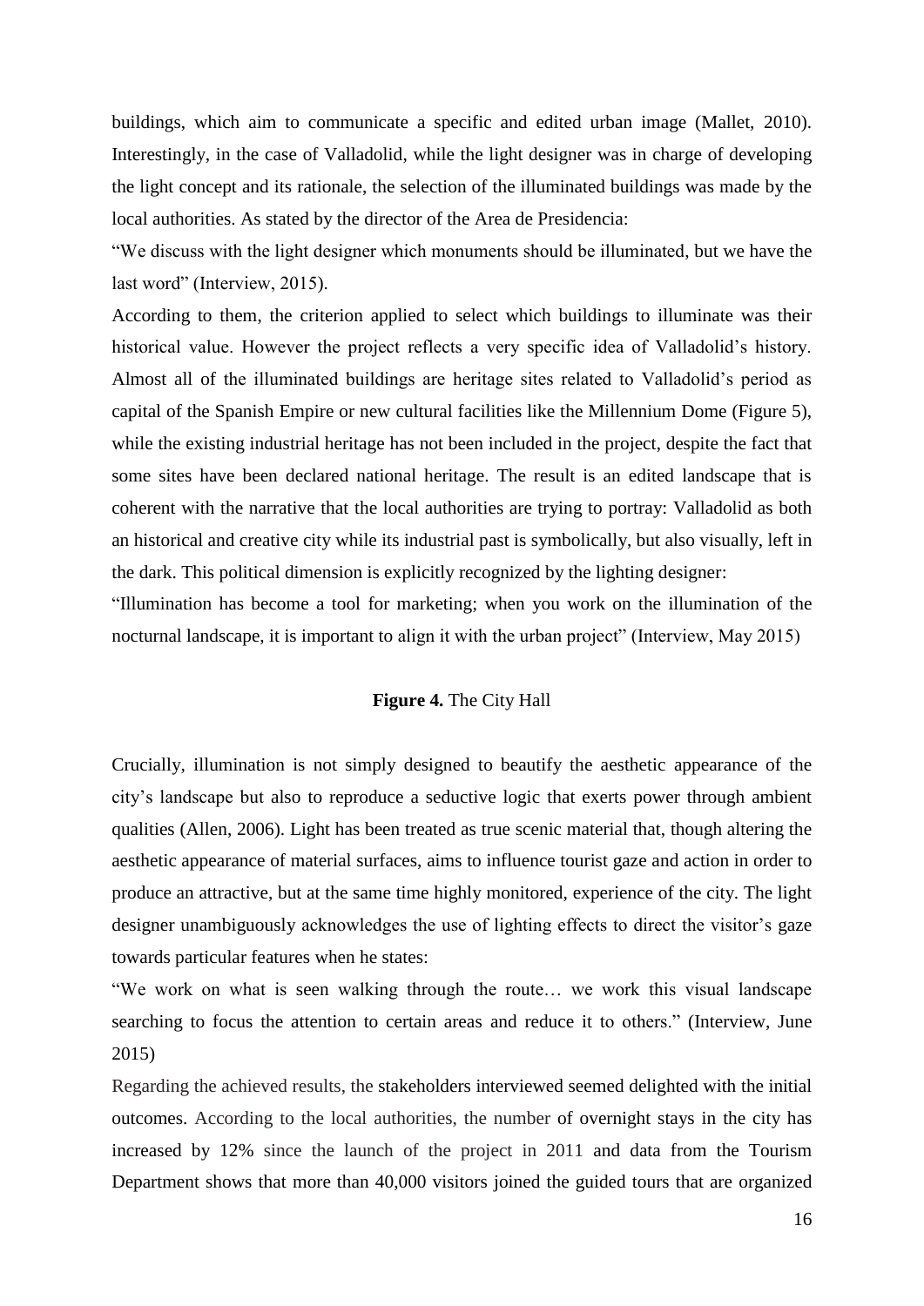buildings, which aim to communicate a specific and edited urban image (Mallet, 2010). Interestingly, in the case of Valladolid, while the light designer was in charge of developing the light concept and its rationale, the selection of the illuminated buildings was made by the local authorities. As stated by the director of the Area de Presidencia:

"We discuss with the light designer which monuments should be illuminated, but we have the last word" (Interview, 2015).

According to them, the criterion applied to select which buildings to illuminate was their historical value. However the project reflects a very specific idea of Valladolid's history. Almost all of the illuminated buildings are heritage sites related to Valladolid's period as capital of the Spanish Empire or new cultural facilities like the Millennium Dome (Figure 5), while the existing industrial heritage has not been included in the project, despite the fact that some sites have been declared national heritage. The result is an edited landscape that is coherent with the narrative that the local authorities are trying to portray: Valladolid as both an historical and creative city while its industrial past is symbolically, but also visually, left in the dark. This political dimension is explicitly recognized by the lighting designer:

"Illumination has become a tool for marketing; when you work on the illumination of the nocturnal landscape, it is important to align it with the urban project" (Interview, May 2015)

**Figure 4.** The City Hall

Crucially, illumination is not simply designed to beautify the aesthetic appearance of the city's landscape but also to reproduce a seductive logic that exerts power through ambient qualities (Allen, 2006). Light has been treated as true scenic material that, though altering the aesthetic appearance of material surfaces, aims to influence tourist gaze and action in order to produce an attractive, but at the same time highly monitored, experience of the city. The light designer unambiguously acknowledges the use of lighting effects to direct the visitor's gaze towards particular features when he states:

"We work on what is seen walking through the route… we work this visual landscape searching to focus the attention to certain areas and reduce it to others." (Interview, June 2015)

Regarding the achieved results, the stakeholders interviewed seemed delighted with the initial outcomes. According to the local authorities, the number of overnight stays in the city has increased by 12% since the launch of the project in 2011 and data from the Tourism Department shows that more than 40,000 visitors joined the guided tours that are organized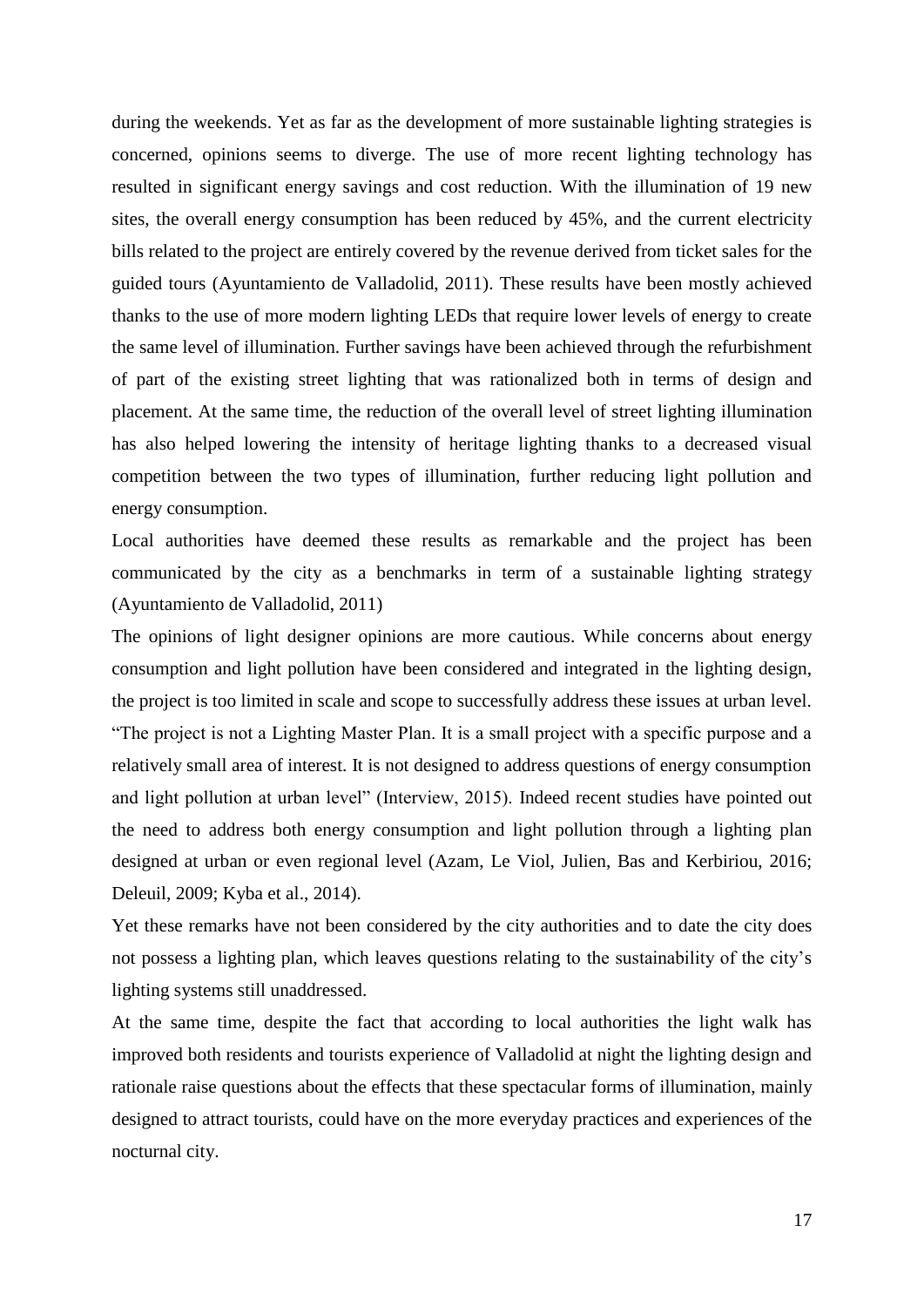during the weekends. Yet as far as the development of more sustainable lighting strategies is concerned, opinions seems to diverge. The use of more recent lighting technology has resulted in significant energy savings and cost reduction. With the illumination of 19 new sites, the overall energy consumption has been reduced by 45%, and the current electricity bills related to the project are entirely covered by the revenue derived from ticket sales for the guided tours (Ayuntamiento de Valladolid, 2011). These results have been mostly achieved thanks to the use of more modern lighting LEDs that require lower levels of energy to create the same level of illumination. Further savings have been achieved through the refurbishment of part of the existing street lighting that was rationalized both in terms of design and placement. At the same time, the reduction of the overall level of street lighting illumination has also helped lowering the intensity of heritage lighting thanks to a decreased visual competition between the two types of illumination, further reducing light pollution and energy consumption.

Local authorities have deemed these results as remarkable and the project has been communicated by the city as a benchmarks in term of a sustainable lighting strategy (Ayuntamiento de Valladolid, 2011)

The opinions of light designer opinions are more cautious. While concerns about energy consumption and light pollution have been considered and integrated in the lighting design, the project is too limited in scale and scope to successfully address these issues at urban level. "The project is not a Lighting Master Plan. It is a small project with a specific purpose and a relatively small area of interest. It is not designed to address questions of energy consumption and light pollution at urban level" (Interview, 2015). Indeed recent studies have pointed out the need to address both energy consumption and light pollution through a lighting plan designed at urban or even regional level (Azam, Le Viol, Julien, Bas and Kerbiriou, 2016; Deleuil, 2009; Kyba et al., 2014).

Yet these remarks have not been considered by the city authorities and to date the city does not possess a lighting plan, which leaves questions relating to the sustainability of the city's lighting systems still unaddressed.

At the same time, despite the fact that according to local authorities the light walk has improved both residents and tourists experience of Valladolid at night the lighting design and rationale raise questions about the effects that these spectacular forms of illumination, mainly designed to attract tourists, could have on the more everyday practices and experiences of the nocturnal city.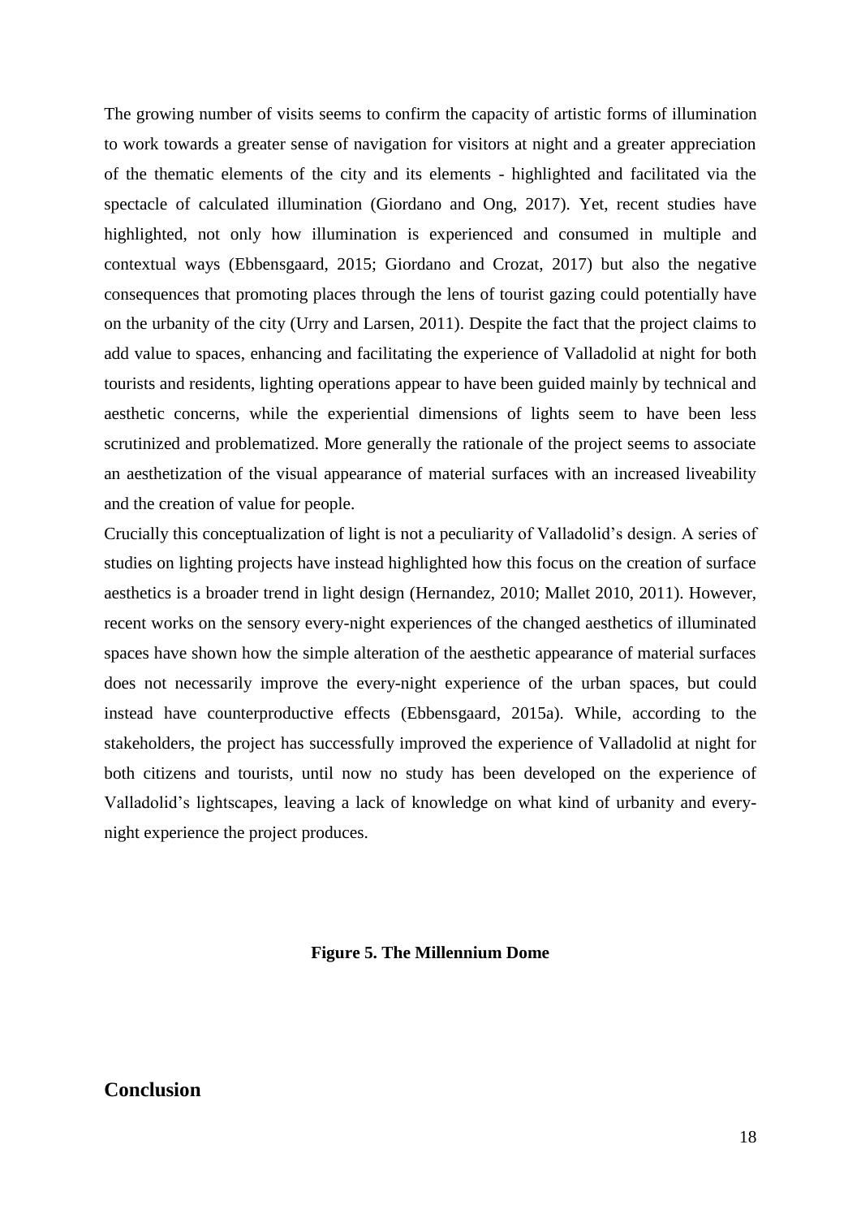The growing number of visits seems to confirm the capacity of artistic forms of illumination to work towards a greater sense of navigation for visitors at night and a greater appreciation of the thematic elements of the city and its elements - highlighted and facilitated via the spectacle of calculated illumination (Giordano and Ong, 2017). Yet, recent studies have highlighted, not only how illumination is experienced and consumed in multiple and contextual ways (Ebbensgaard, 2015; Giordano and Crozat, 2017) but also the negative consequences that promoting places through the lens of tourist gazing could potentially have on the urbanity of the city (Urry and Larsen, 2011). Despite the fact that the project claims to add value to spaces, enhancing and facilitating the experience of Valladolid at night for both tourists and residents, lighting operations appear to have been guided mainly by technical and aesthetic concerns, while the experiential dimensions of lights seem to have been less scrutinized and problematized. More generally the rationale of the project seems to associate an aesthetization of the visual appearance of material surfaces with an increased liveability and the creation of value for people.

Crucially this conceptualization of light is not a peculiarity of Valladolid's design. A series of studies on lighting projects have instead highlighted how this focus on the creation of surface aesthetics is a broader trend in light design (Hernandez, 2010; Mallet 2010, 2011). However, recent works on the sensory every-night experiences of the changed aesthetics of illuminated spaces have shown how the simple alteration of the aesthetic appearance of material surfaces does not necessarily improve the every-night experience of the urban spaces, but could instead have counterproductive effects (Ebbensgaard, 2015a). While, according to the stakeholders, the project has successfully improved the experience of Valladolid at night for both citizens and tourists, until now no study has been developed on the experience of Valladolid's lightscapes, leaving a lack of knowledge on what kind of urbanity and every-night experience the project produces.

**Figure 5. The Millennium Dome**

## Conclusion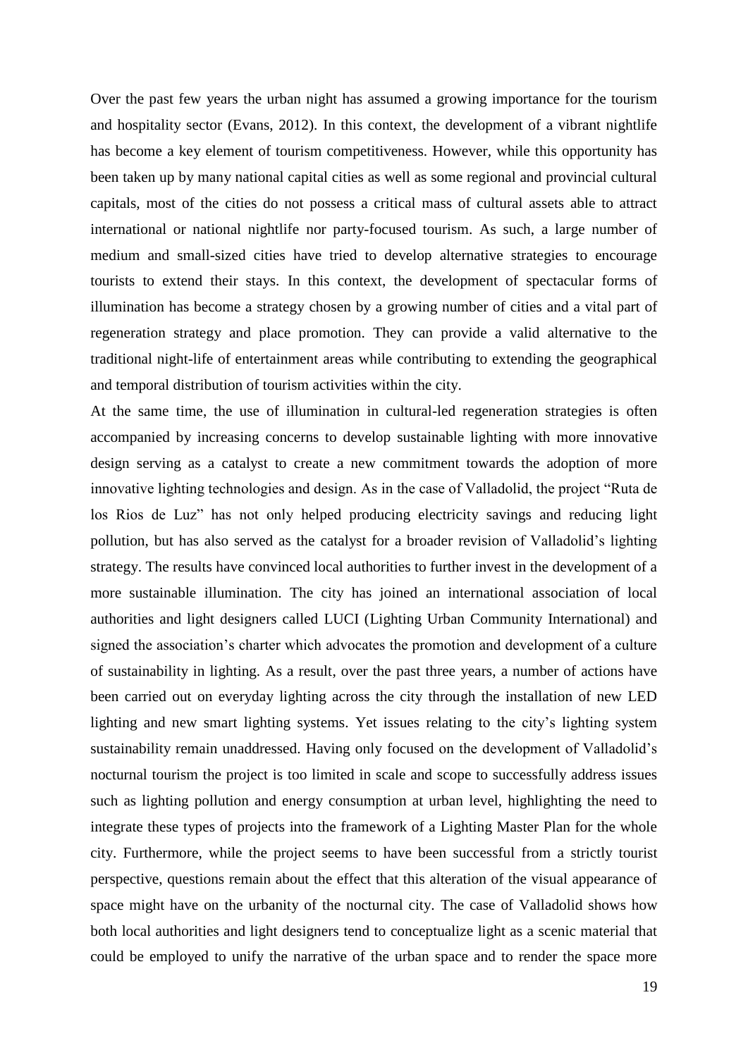Over the past few years the urban night has assumed a growing importance for the tourism and hospitality sector (Evans, 2012). In this context, the development of a vibrant nightlife has become a key element of tourism competitiveness. However, while this opportunity has been taken up by many national capital cities as well as some regional and provincial cultural capitals, most of the cities do not possess a critical mass of cultural assets able to attract international or national nightlife nor party-focused tourism. As such, a large number of medium and small-sized cities have tried to develop alternative strategies to encourage tourists to extend their stays. In this context, the development of spectacular forms of illumination has become a strategy chosen by a growing number of cities and a vital part of regeneration strategy and place promotion. They can provide a valid alternative to the traditional night-life of entertainment areas while contributing to extending the geographical and temporal distribution of tourism activities within the city.

At the same time, the use of illumination in cultural-led regeneration strategies is often accompanied by increasing concerns to develop sustainable lighting with more innovative design serving as a catalyst to create a new commitment towards the adoption of more innovative lighting technologies and design. As in the case of Valladolid, the project "Ruta de los Rios de Luz" has not only helped producing electricity savings and reducing light pollution, but has also served as the catalyst for a broader revision of Valladolid's lighting strategy. The results have convinced local authorities to further invest in the development of a more sustainable illumination. The city has joined an international association of local authorities and light designers called LUCI (Lighting Urban Community International) and signed the association's charter which advocates the promotion and development of a culture of sustainability in lighting. As a result, over the past three years, a number of actions have been carried out on everyday lighting across the city through the installation of new LED lighting and new smart lighting systems. Yet issues relating to the city's lighting system sustainability remain unaddressed. Having only focused on the development of Valladolid's nocturnal tourism the project is too limited in scale and scope to successfully address issues such as lighting pollution and energy consumption at urban level, highlighting the need to integrate these types of projects into the framework of a Lighting Master Plan for the whole city. Furthermore, while the project seems to have been successful from a strictly tourist perspective, questions remain about the effect that this alteration of the visual appearance of space might have on the urbanity of the nocturnal city. The case of Valladolid shows how both local authorities and light designers tend to conceptualize light as a scenic material that could be employed to unify the narrative of the urban space and to render the space more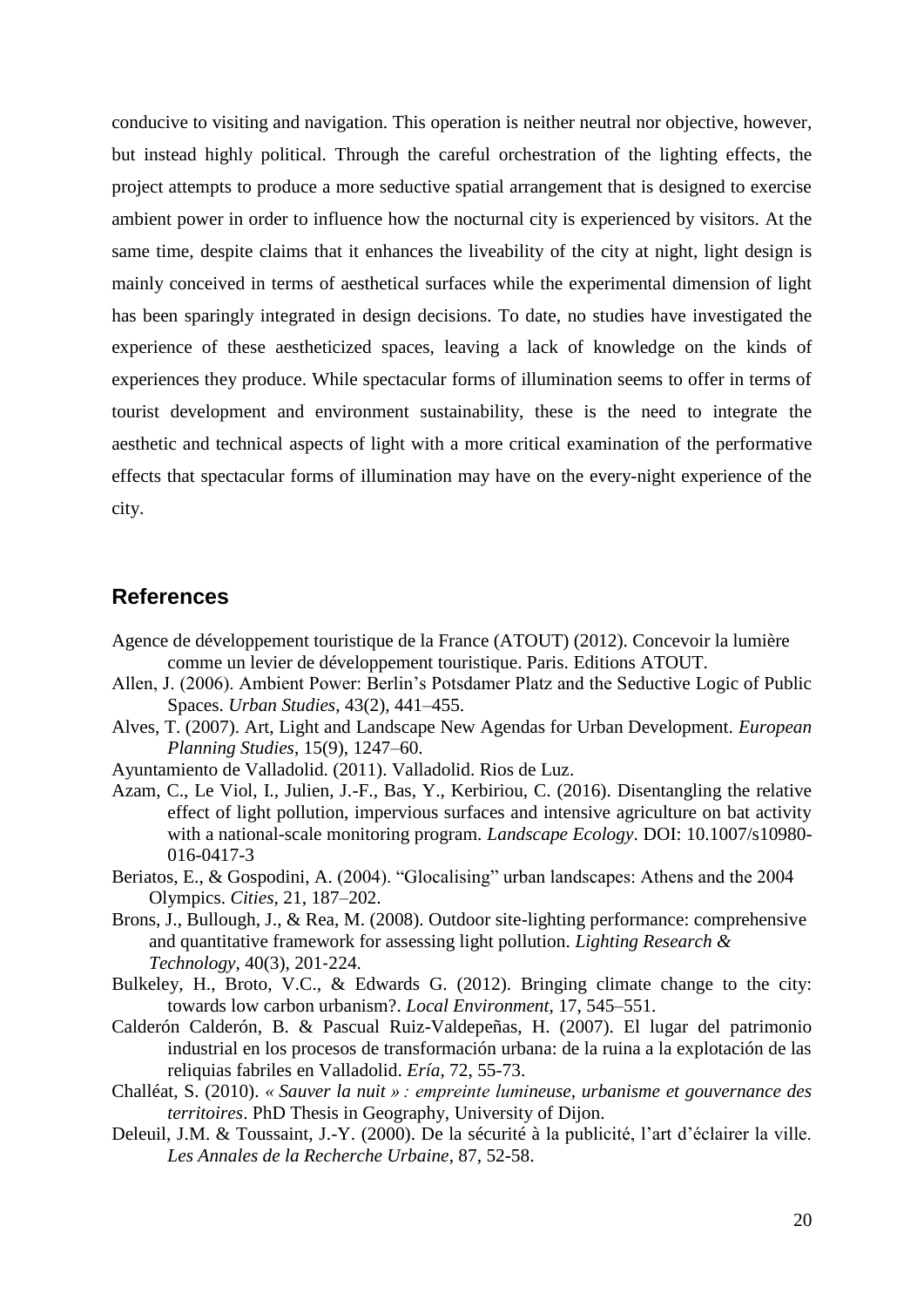conducive to visiting and navigation. This operation is neither neutral nor objective, however, but instead highly political. Through the careful orchestration of the lighting effects, the project attempts to produce a more seductive spatial arrangement that is designed to exercise ambient power in order to influence how the nocturnal city is experienced by visitors. At the same time, despite claims that it enhances the liveability of the city at night, light design is mainly conceived in terms of aesthetical surfaces while the experimental dimension of light has been sparingly integrated in design decisions. To date, no studies have investigated the experience of these aestheticized spaces, leaving a lack of knowledge on the kinds of experiences they produce. While spectacular forms of illumination seems to offer in terms of tourist development and environment sustainability, these is the need to integrate the aesthetic and technical aspects of light with a more critical examination of the performative effects that spectacular forms of illumination may have on the every-night experience of the city.

## References

Agence de développement touristique de la France (ATOUT) (2012). Concevoir la lumière comme un levier de développement touristique. Paris. Editions ATOUT.

Allen, J. (2006). Ambient Power: Berlin's Potsdamer Platz and the Seductive Logic of Public Spaces. *Urban Studies*, 43(2), 441–455.

Alves, T. (2007). Art, Light and Landscape New Agendas for Urban Development. *European Planning Studies*, 15(9), 1247–60.

Ayuntamiento de Valladolid. (2011). Valladolid. Rios de Luz.

Azam, C., Le Viol, I., Julien, J.-F., Bas, Y., Kerbiriou, C. (2016). Disentangling the relative effect of light pollution, impervious surfaces and intensive agriculture on bat activity with a national-scale monitoring program. *Landscape Ecology*. DOI: 10.1007/s10980-016-0417-3

Beriatos, E., & Gospodini, A. (2004). "Glocalising" urban landscapes: Athens and the 2004 Olympics. *Cities*, 21, 187–202.

Brons, J., Bullough, J., & Rea, M. (2008). Outdoor site-lighting performance: comprehensive and quantitative framework for assessing light pollution. *Lighting Research & Technology*, 40(3), 201-224.

Bulkeley, H., Broto, V.C., & Edwards G. (2012). Bringing climate change to the city: towards low carbon urbanism?. *Local Environment*, 17, 545–551.

Calderón Calderón, B. & Pascual Ruiz-Valdepeñas, H. (2007). El lugar del patrimonio industrial en los procesos de transformación urbana: de la ruina a la explotación de las reliquias fabriles en Valladolid. *Ería*, 72, 55-73.

Challéat, S. (2010). *« Sauver la nuit » : empreinte lumineuse, urbanisme et gouvernance des territoires*. PhD Thesis in Geography, University of Dijon.

Deleuil, J.M. & Toussaint, J.-Y. (2000). De la sécurité à la publicité, l'art d'éclairer la ville. *Les Annales de la Recherche Urbaine*, 87, 52-58.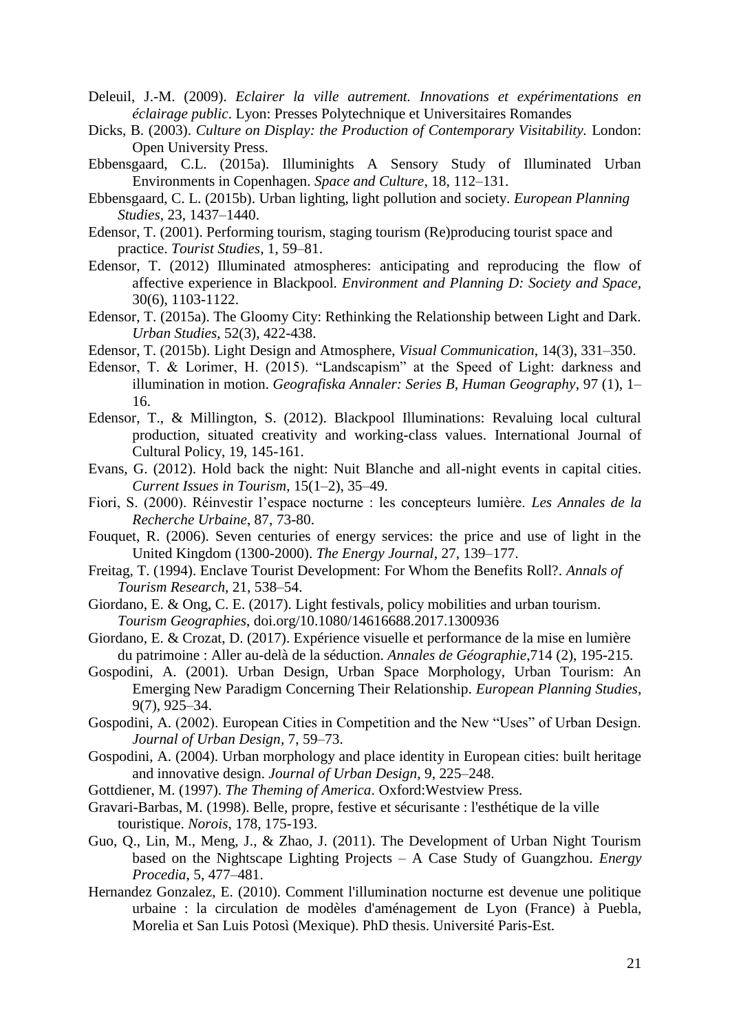Deleuil, J.-M. (2009). *Eclairer la ville autrement. Innovations et expérimentations en éclairage public*. Lyon: Presses Polytechnique et Universitaires Romandes

Dicks, B. (2003). *Culture on Display: the Production of Contemporary Visitability.* London: Open University Press.

Ebbensgaard, C.L. (2015a). Illuminights A Sensory Study of Illuminated Urban Environments in Copenhagen. *Space and Culture*, 18, 112–131.

Ebbensgaard, C. L. (2015b). Urban lighting, light pollution and society. *European Planning Studies*, 23, 1437–1440.

Edensor, T. (2001). Performing tourism, staging tourism (Re)producing tourist space and practice. *Tourist Studies*, 1, 59–81.

Edensor, T. (2012) Illuminated atmospheres: anticipating and reproducing the flow of affective experience in Blackpool. *Environment and Planning D: Society and Space*, 30(6), 1103-1122.

Edensor, T. (2015a). The Gloomy City: Rethinking the Relationship between Light and Dark. *Urban Studies*, 52(3), 422-438.

Edensor, T. (2015b). Light Design and Atmosphere, *Visual Communication*, 14(3), 331–350.

Edensor, T. & Lorimer, H. (2015). "Landscapism" at the Speed of Light: darkness and illumination in motion. *Geografiska Annaler: Series B, Human Geography*, 97 (1), 1–16.

Edensor, T., & Millington, S. (2012). Blackpool Illuminations: Revaluing local cultural production, situated creativity and working-class values. International Journal of Cultural Policy, 19, 145-161.

Evans, G. (2012). Hold back the night: Nuit Blanche and all-night events in capital cities. *Current Issues in Tourism*, 15(1–2), 35–49.

Fiori, S. (2000). Réinvestir l'espace nocturne : les concepteurs lumière. *Les Annales de la Recherche Urbaine*, 87, 73-80.

Fouquet, R. (2006). Seven centuries of energy services: the price and use of light in the United Kingdom (1300-2000). *The Energy Journal*, 27, 139–177.

Freitag, T. (1994). Enclave Tourist Development: For Whom the Benefits Roll?. *Annals of Tourism Research*, 21, 538–54.

Giordano, E. & Ong, C. E. (2017). Light festivals, policy mobilities and urban tourism. *Tourism Geographies*, doi.org/10.1080/14616688.2017.1300936

Giordano, E. & Crozat, D. (2017). Expérience visuelle et performance de la mise en lumière du patrimoine : Aller au-delà de la séduction. *Annales de Géographie*,714 (2), 195-215.

Gospodini, A. (2001). Urban Design, Urban Space Morphology, Urban Tourism: An Emerging New Paradigm Concerning Their Relationship. *European Planning Studies*, 9(7), 925–34.

Gospodini, A. (2002). European Cities in Competition and the New "Uses" of Urban Design. *Journal of Urban Design*, 7, 59–73.

Gospodini, A. (2004). Urban morphology and place identity in European cities: built heritage and innovative design. *Journal of Urban Design,* 9, 225–248.

Gottdiener, M. (1997). *The Theming of America*. Oxford:Westview Press.

Gravari-Barbas, M. (1998). Belle, propre, festive et sécurisante : l'esthétique de la ville touristique. *Norois*, 178, 175-193.

Guo, Q., Lin, M., Meng, J., & Zhao, J. (2011). The Development of Urban Night Tourism based on the Nightscape Lighting Projects – A Case Study of Guangzhou. *Energy Procedia*, 5, 477–481.

Hernandez Gonzalez, E. (2010). Comment l'illumination nocturne est devenue une politique urbaine : la circulation de modèles d'aménagement de Lyon (France) à Puebla, Morelia et San Luis Potosì (Mexique). PhD thesis. Université Paris-Est.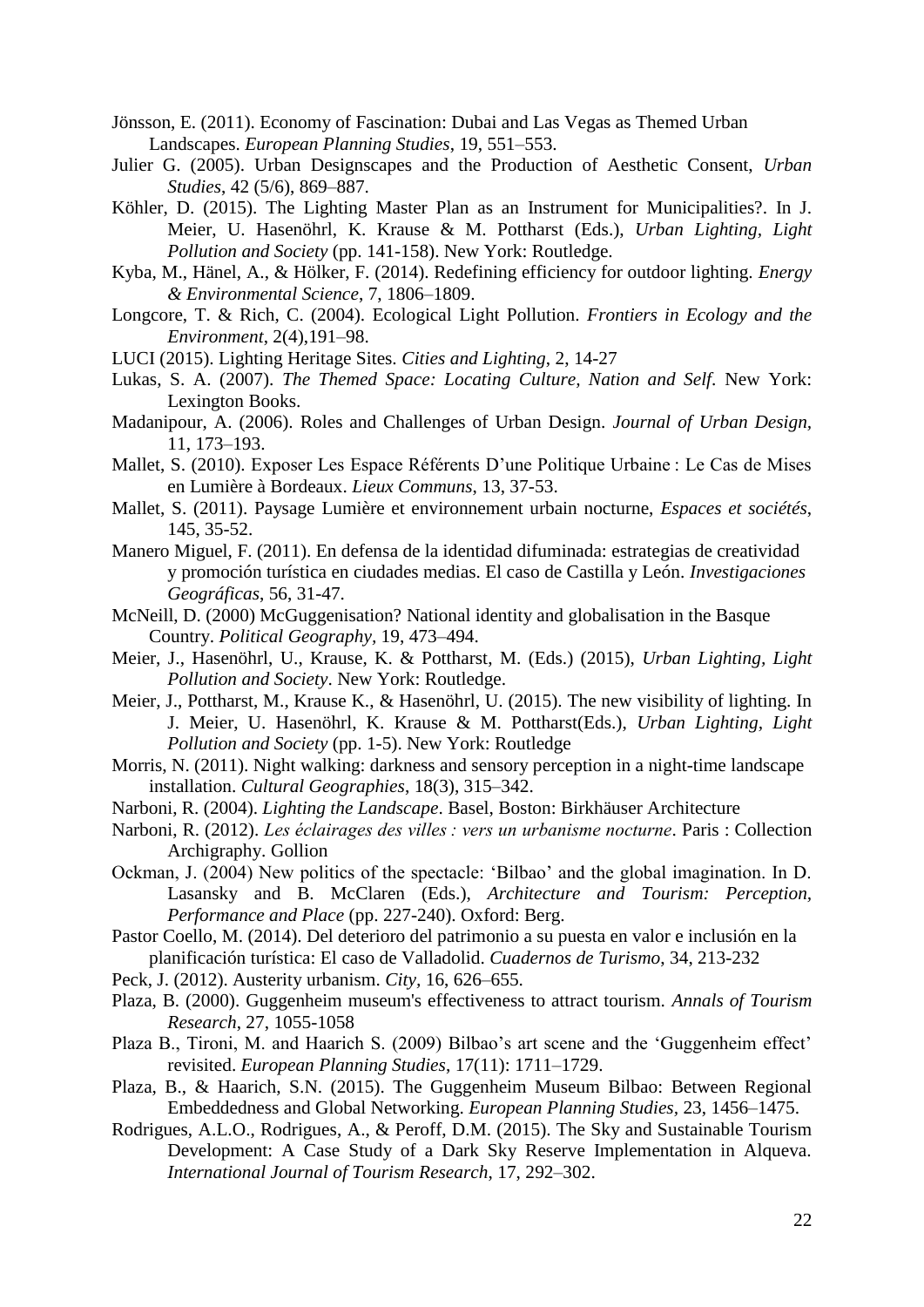Jönsson, E. (2011). Economy of Fascination: Dubai and Las Vegas as Themed Urban Landscapes. *European Planning Studies*, 19, 551–553.

Julier G. (2005). Urban Designscapes and the Production of Aesthetic Consent, *Urban Studies*, 42 (5/6), 869–887.

Köhler, D. (2015). The Lighting Master Plan as an Instrument for Municipalities?. In J. Meier, U. Hasenöhrl, K. Krause & M. Pottharst (Eds.), *Urban Lighting, Light Pollution and Society* (pp. 141-158). New York: Routledge.

Kyba, M., Hänel, A., & Hölker, F. (2014). Redefining efficiency for outdoor lighting. *Energy & Environmental Science*, 7, 1806–1809.

Longcore, T. & Rich, C. (2004). Ecological Light Pollution. *Frontiers in Ecology and the Environment*, 2(4),191–98.

LUCI (2015). Lighting Heritage Sites. *Cities and Lighting*, 2, 14-27

Lukas, S. A. (2007). *The Themed Space: Locating Culture, Nation and Self*. New York: Lexington Books.

Madanipour, A. (2006). Roles and Challenges of Urban Design. *Journal of Urban Design*, 11, 173–193.

Mallet, S. (2010). Exposer Les Espace Référents D'une Politique Urbaine : Le Cas de Mises en Lumière à Bordeaux. *Lieux Communs*, 13, 37-53.

Mallet, S. (2011). Paysage Lumière et environnement urbain nocturne, *Espaces et sociétés*, 145, 35-52.

Manero Miguel, F. (2011). En defensa de la identidad difuminada: estrategias de creatividad y promoción turística en ciudades medias. El caso de Castilla y León. *Investigaciones Geográficas*, 56, 31-47.

McNeill, D. (2000) McGuggenisation? National identity and globalisation in the Basque Country. *Political Geography*, 19, 473–494.

Meier, J., Hasenöhrl, U., Krause, K. & Pottharst, M. (Eds.) (2015), *Urban Lighting, Light Pollution and Society*. New York: Routledge.

Meier, J., Pottharst, M., Krause K., & Hasenöhrl, U. (2015). The new visibility of lighting. In J. Meier, U. Hasenöhrl, K. Krause & M. Pottharst(Eds.), *Urban Lighting, Light Pollution and Society* (pp. 1-5). New York: Routledge

Morris, N. (2011). Night walking: darkness and sensory perception in a night-time landscape installation. *Cultural Geographies*, 18(3), 315–342.

Narboni, R. (2004). *Lighting the Landscape*. Basel, Boston: Birkhäuser Architecture

Narboni, R. (2012). *Les éclairages des villes : vers un urbanisme nocturne*. Paris : Collection Archigraphy. Gollion

Ockman, J. (2004) New politics of the spectacle: 'Bilbao' and the global imagination. In D. Lasansky and B. McClaren (Eds.), *Architecture and Tourism: Perception, Performance and Place* (pp. 227-240). Oxford: Berg.

Pastor Coello, M. (2014). Del deterioro del patrimonio a su puesta en valor e inclusión en la planificación turística: El caso de Valladolid. *Cuadernos de Turismo*, 34, 213-232

Peck, J. (2012). Austerity urbanism. *City*, 16, 626–655.

Plaza, B. (2000). Guggenheim museum's effectiveness to attract tourism. *Annals of Tourism Research*, 27, 1055-1058

Plaza B., Tironi, M. and Haarich S. (2009) Bilbao's art scene and the 'Guggenheim effect' revisited. *European Planning Studies*, 17(11): 1711–1729.

Plaza, B., & Haarich, S.N. (2015). The Guggenheim Museum Bilbao: Between Regional Embeddedness and Global Networking. *European Planning Studies*, 23, 1456–1475.

Rodrigues, A.L.O., Rodrigues, A., & Peroff, D.M. (2015). The Sky and Sustainable Tourism Development: A Case Study of a Dark Sky Reserve Implementation in Alqueva. *International Journal of Tourism Research*, 17, 292–302.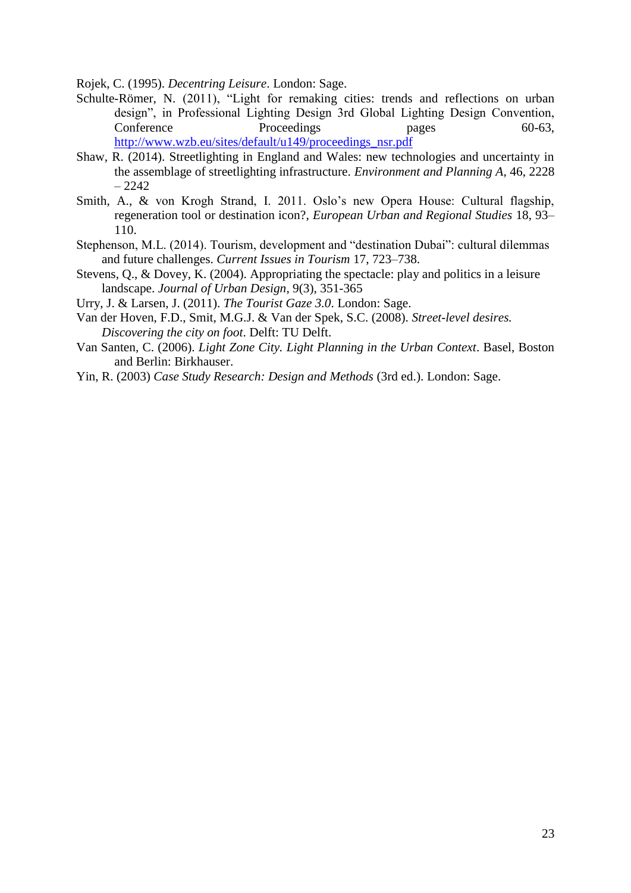Rojek, C. (1995). *Decentring Leisure*. London: Sage.

Schulte-Römer, N. (2011), "Light for remaking cities: trends and reflections on urban design", in Professional Lighting Design 3rd Global Lighting Design Convention, Conference Proceedings pages 60-63, http://www.wzb.eu/sites/default/u149/proceedings_nsr.pdf

Shaw, R. (2014). Streetlighting in England and Wales: new technologies and uncertainty in the assemblage of streetlighting infrastructure. *Environment and Planning A*, 46, 2228 – 2242

Smith, A., & von Krogh Strand, I. 2011. Oslo's new Opera House: Cultural flagship, regeneration tool or destination icon?, *European Urban and Regional Studies* 18, 93–110.

Stephenson, M.L. (2014). Tourism, development and "destination Dubai": cultural dilemmas and future challenges. *Current Issues in Tourism* 17, 723–738.

Stevens, Q., & Dovey, K. (2004). Appropriating the spectacle: play and politics in a leisure landscape. *Journal of Urban Design*, 9(3), 351-365

Urry, J. & Larsen, J. (2011). *The Tourist Gaze 3.0*. London: Sage.

Van der Hoven, F.D., Smit, M.G.J. & Van der Spek, S.C. (2008). *Street-level desires. Discovering the city on foot*. Delft: TU Delft.

Van Santen, C. (2006). *Light Zone City. Light Planning in the Urban Context*. Basel, Boston and Berlin: Birkhauser.

Yin, R. (2003) *Case Study Research: Design and Methods* (3rd ed.). London: Sage.